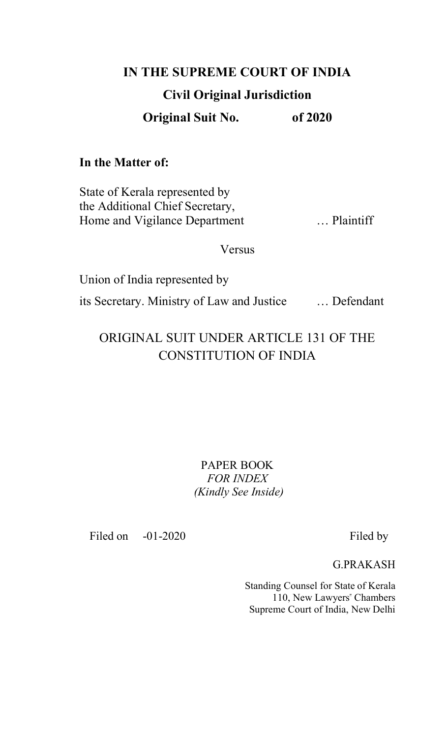# IN THE SUPREME COURT OF INDIA

## Civil Original Jurisdiction

## Original Suit No. of 2020

**In the Matter of:**

State of Kerala represented by
the Additional Chief Secretary,
Home and Vigilance Department … Plaintiff

Versus

Union of India represented by
its Secretary. Ministry of Law and Justice … Defendant

ORIGINAL SUIT UNDER ARTICLE 131 OF THE CONSTITUTION OF INDIA

PAPER BOOK
*FOR INDEX*
*(Kindly See Inside)*

Filed on -01-2020

Filed by

G.PRAKASH

Standing Counsel for State of Kerala
110, New Lawyers' Chambers
Supreme Court of India, New Delhi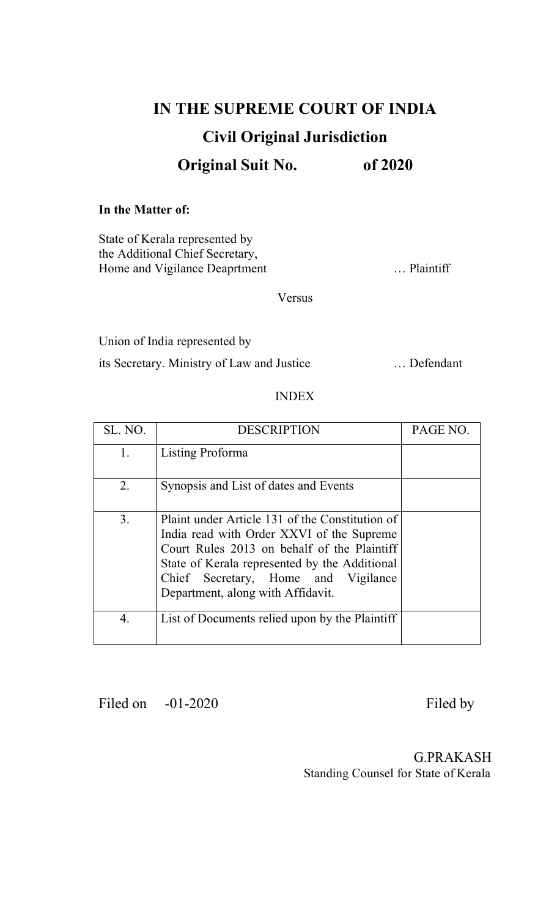# IN THE SUPREME COURT OF INDIA

## Civil Original Jurisdiction

## Original Suit No. of 2020

**In the Matter of:**

State of Kerala represented by
the Additional Chief Secretary,
Home and Vigilance Deaprtment … Plaintiff

Versus

Union of India represented by
its Secretary. Ministry of Law and Justice … Defendant

INDEX

| SL. NO. | DESCRIPTION | PAGE NO. |
|---|---|---|
| 1. | Listing Proforma | |
| 2. | Synopsis and List of dates and Events | |
| 3. | Plaint under Article 131 of the Constitution of India read with Order XXVI of the Supreme Court Rules 2013 on behalf of the Plaintiff State of Kerala represented by the Additional Chief Secretary, Home and Vigilance Department, along with Affidavit. | |
| 4. | List of Documents relied upon by the Plaintiff | |

Filed on -01-2020 Filed by

G.PRAKASH
Standing Counsel for State of Kerala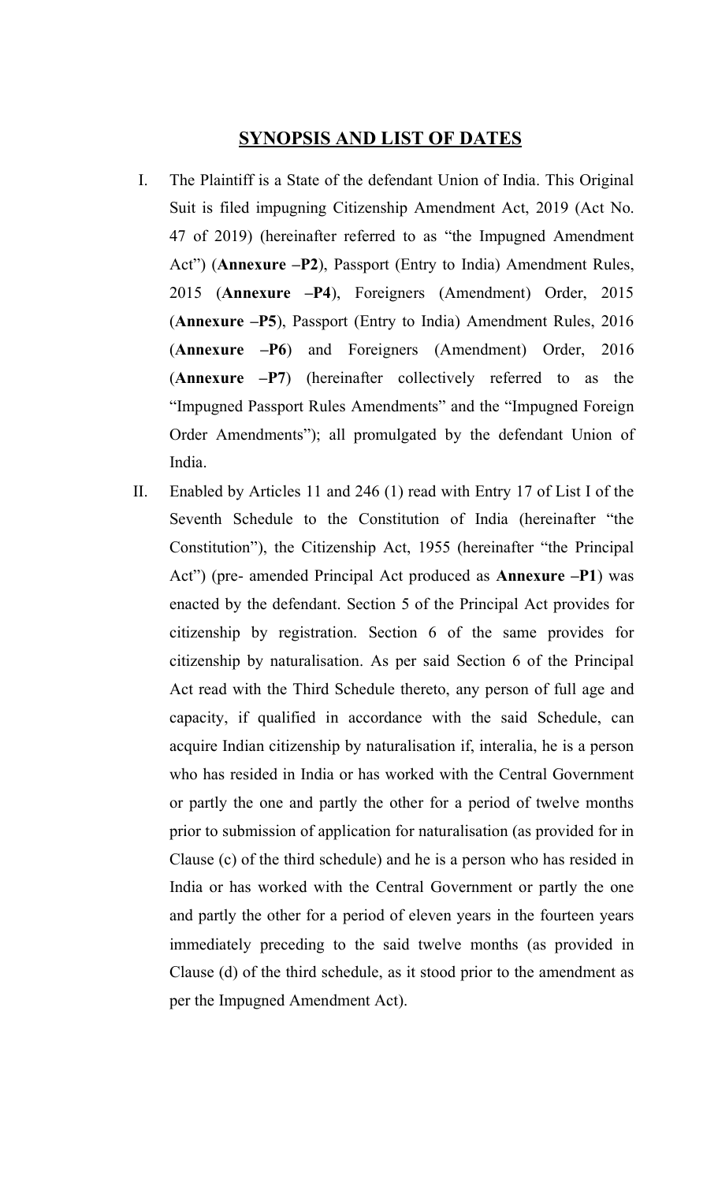## SYNOPSIS AND LIST OF DATES

I. The Plaintiff is a State of the defendant Union of India. This Original Suit is filed impugning Citizenship Amendment Act, 2019 (Act No. 47 of 2019) (hereinafter referred to as "the Impugned Amendment Act") (**Annexure –P2**), Passport (Entry to India) Amendment Rules, 2015 (**Annexure –P4**), Foreigners (Amendment) Order, 2015 (**Annexure –P5**), Passport (Entry to India) Amendment Rules, 2016 (**Annexure –P6**) and Foreigners (Amendment) Order, 2016 (**Annexure –P7**) (hereinafter collectively referred to as the "Impugned Passport Rules Amendments" and the "Impugned Foreign Order Amendments"); all promulgated by the defendant Union of India.

II. Enabled by Articles 11 and 246 (1) read with Entry 17 of List I of the Seventh Schedule to the Constitution of India (hereinafter "the Constitution"), the Citizenship Act, 1955 (hereinafter "the Principal Act") (pre- amended Principal Act produced as **Annexure –P1**) was enacted by the defendant. Section 5 of the Principal Act provides for citizenship by registration. Section 6 of the same provides for citizenship by naturalisation. As per said Section 6 of the Principal Act read with the Third Schedule thereto, any person of full age and capacity, if qualified in accordance with the said Schedule, can acquire Indian citizenship by naturalisation if, interalia, he is a person who has resided in India or has worked with the Central Government or partly the one and partly the other for a period of twelve months prior to submission of application for naturalisation (as provided for in Clause (c) of the third schedule) and he is a person who has resided in India or has worked with the Central Government or partly the one and partly the other for a period of eleven years in the fourteen years immediately preceding to the said twelve months (as provided in Clause (d) of the third schedule, as it stood prior to the amendment as per the Impugned Amendment Act).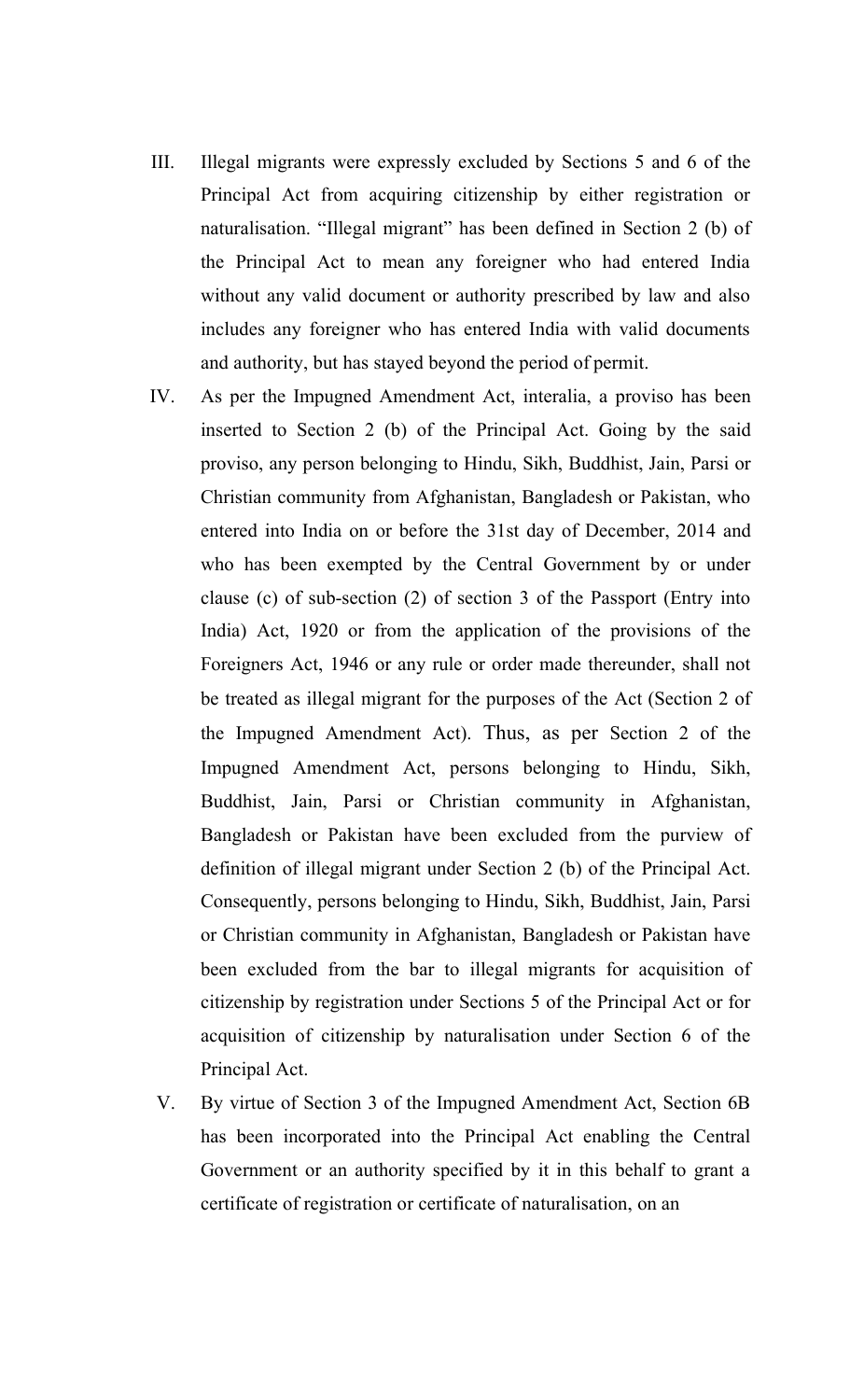III. Illegal migrants were expressly excluded by Sections 5 and 6 of the Principal Act from acquiring citizenship by either registration or naturalisation. "Illegal migrant" has been defined in Section 2 (b) of the Principal Act to mean any foreigner who had entered India without any valid document or authority prescribed by law and also includes any foreigner who has entered India with valid documents and authority, but has stayed beyond the period of permit.

IV. As per the Impugned Amendment Act, interalia, a proviso has been inserted to Section 2 (b) of the Principal Act. Going by the said proviso, any person belonging to Hindu, Sikh, Buddhist, Jain, Parsi or Christian community from Afghanistan, Bangladesh or Pakistan, who entered into India on or before the 31st day of December, 2014 and who has been exempted by the Central Government by or under clause (c) of sub-section (2) of section 3 of the Passport (Entry into India) Act, 1920 or from the application of the provisions of the Foreigners Act, 1946 or any rule or order made thereunder, shall not be treated as illegal migrant for the purposes of the Act (Section 2 of the Impugned Amendment Act). Thus, as per Section 2 of the Impugned Amendment Act, persons belonging to Hindu, Sikh, Buddhist, Jain, Parsi or Christian community in Afghanistan, Bangladesh or Pakistan have been excluded from the purview of definition of illegal migrant under Section 2 (b) of the Principal Act. Consequently, persons belonging to Hindu, Sikh, Buddhist, Jain, Parsi or Christian community in Afghanistan, Bangladesh or Pakistan have been excluded from the bar to illegal migrants for acquisition of citizenship by registration under Sections 5 of the Principal Act or for acquisition of citizenship by naturalisation under Section 6 of the Principal Act.

V. By virtue of Section 3 of the Impugned Amendment Act, Section 6B has been incorporated into the Principal Act enabling the Central Government or an authority specified by it in this behalf to grant a certificate of registration or certificate of naturalisation, on an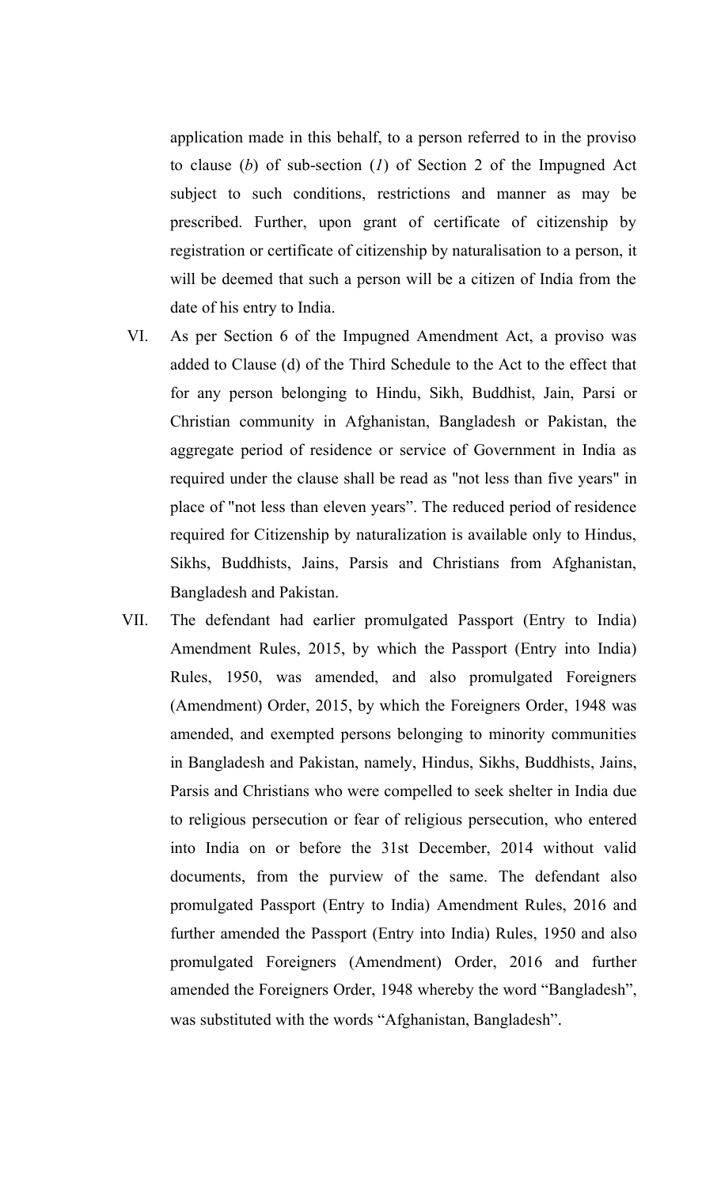application made in this behalf, to a person referred to in the proviso to clause (*b*) of sub-section (*1*) of Section 2 of the Impugned Act subject to such conditions, restrictions and manner as may be prescribed. Further, upon grant of certificate of citizenship by registration or certificate of citizenship by naturalisation to a person, it will be deemed that such a person will be a citizen of India from the date of his entry to India.

VI. As per Section 6 of the Impugned Amendment Act, a proviso was added to Clause (d) of the Third Schedule to the Act to the effect that for any person belonging to Hindu, Sikh, Buddhist, Jain, Parsi or Christian community in Afghanistan, Bangladesh or Pakistan, the aggregate period of residence or service of Government in India as required under the clause shall be read as "not less than five years" in place of "not less than eleven years". The reduced period of residence required for Citizenship by naturalization is available only to Hindus, Sikhs, Buddhists, Jains, Parsis and Christians from Afghanistan, Bangladesh and Pakistan.

VII. The defendant had earlier promulgated Passport (Entry to India) Amendment Rules, 2015, by which the Passport (Entry into India) Rules, 1950, was amended, and also promulgated Foreigners (Amendment) Order, 2015, by which the Foreigners Order, 1948 was amended, and exempted persons belonging to minority communities in Bangladesh and Pakistan, namely, Hindus, Sikhs, Buddhists, Jains, Parsis and Christians who were compelled to seek shelter in India due to religious persecution or fear of religious persecution, who entered into India on or before the 31st December, 2014 without valid documents, from the purview of the same. The defendant also promulgated Passport (Entry to India) Amendment Rules, 2016 and further amended the Passport (Entry into India) Rules, 1950 and also promulgated Foreigners (Amendment) Order, 2016 and further amended the Foreigners Order, 1948 whereby the word "Bangladesh", was substituted with the words "Afghanistan, Bangladesh".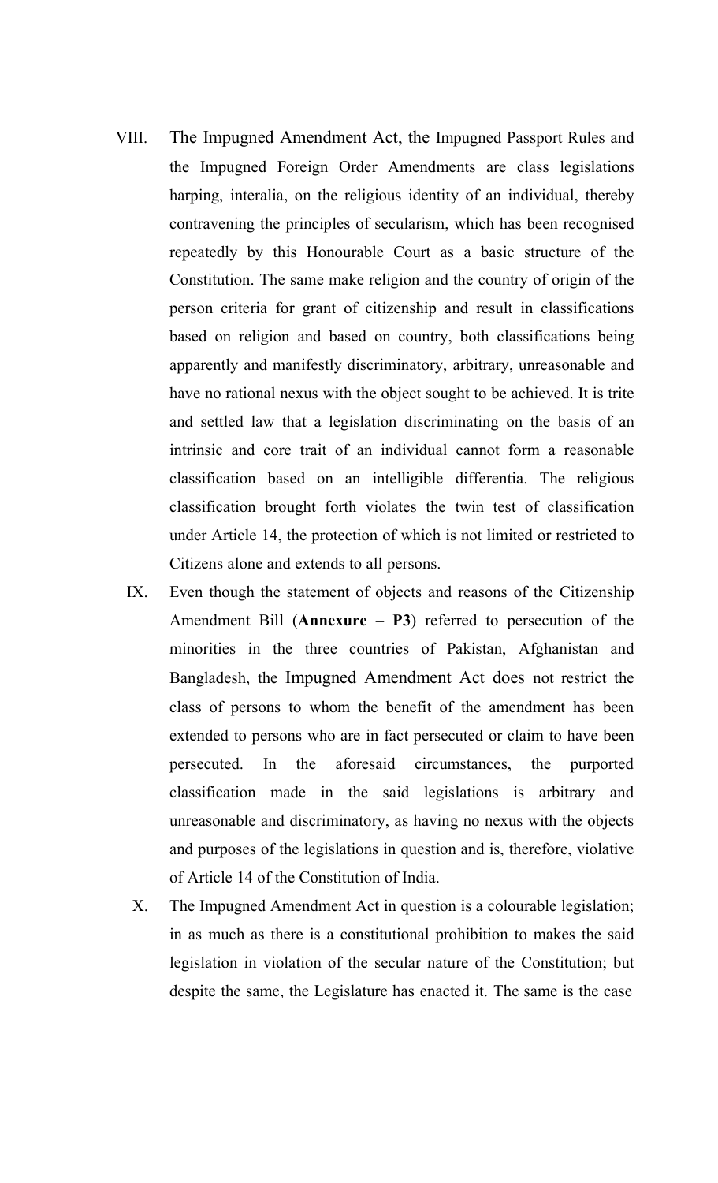VIII. The Impugned Amendment Act, the Impugned Passport Rules and the Impugned Foreign Order Amendments are class legislations harping, interalia, on the religious identity of an individual, thereby contravening the principles of secularism, which has been recognised repeatedly by this Honourable Court as a basic structure of the Constitution. The same make religion and the country of origin of the person criteria for grant of citizenship and result in classifications based on religion and based on country, both classifications being apparently and manifestly discriminatory, arbitrary, unreasonable and have no rational nexus with the object sought to be achieved. It is trite and settled law that a legislation discriminating on the basis of an intrinsic and core trait of an individual cannot form a reasonable classification based on an intelligible differentia. The religious classification brought forth violates the twin test of classification under Article 14, the protection of which is not limited or restricted to Citizens alone and extends to all persons.

IX. Even though the statement of objects and reasons of the Citizenship Amendment Bill (**Annexure – P3**) referred to persecution of the minorities in the three countries of Pakistan, Afghanistan and Bangladesh, the Impugned Amendment Act does not restrict the class of persons to whom the benefit of the amendment has been extended to persons who are in fact persecuted or claim to have been persecuted. In the aforesaid circumstances, the purported classification made in the said legislations is arbitrary and unreasonable and discriminatory, as having no nexus with the objects and purposes of the legislations in question and is, therefore, violative of Article 14 of the Constitution of India.

X. The Impugned Amendment Act in question is a colourable legislation; in as much as there is a constitutional prohibition to makes the said legislation in violation of the secular nature of the Constitution; but despite the same, the Legislature has enacted it. The same is the case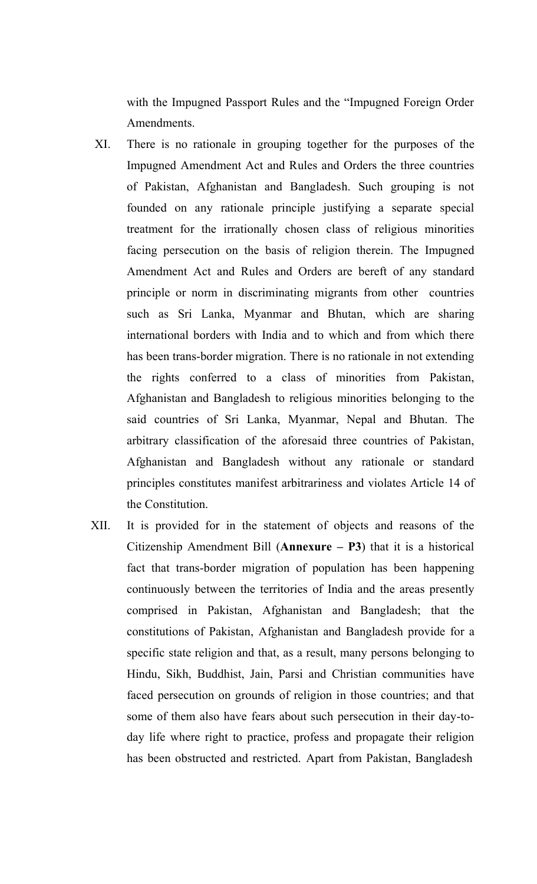with the Impugned Passport Rules and the "Impugned Foreign Order Amendments.

XI. There is no rationale in grouping together for the purposes of the Impugned Amendment Act and Rules and Orders the three countries of Pakistan, Afghanistan and Bangladesh. Such grouping is not founded on any rationale principle justifying a separate special treatment for the irrationally chosen class of religious minorities facing persecution on the basis of religion therein. The Impugned Amendment Act and Rules and Orders are bereft of any standard principle or norm in discriminating migrants from other countries such as Sri Lanka, Myanmar and Bhutan, which are sharing international borders with India and to which and from which there has been trans-border migration. There is no rationale in not extending the rights conferred to a class of minorities from Pakistan, Afghanistan and Bangladesh to religious minorities belonging to the said countries of Sri Lanka, Myanmar, Nepal and Bhutan. The arbitrary classification of the aforesaid three countries of Pakistan, Afghanistan and Bangladesh without any rationale or standard principles constitutes manifest arbitrariness and violates Article 14 of the Constitution.

XII. It is provided for in the statement of objects and reasons of the Citizenship Amendment Bill (**Annexure – P3**) that it is a historical fact that trans-border migration of population has been happening continuously between the territories of India and the areas presently comprised in Pakistan, Afghanistan and Bangladesh; that the constitutions of Pakistan, Afghanistan and Bangladesh provide for a specific state religion and that, as a result, many persons belonging to Hindu, Sikh, Buddhist, Jain, Parsi and Christian communities have faced persecution on grounds of religion in those countries; and that some of them also have fears about such persecution in their day-to-day life where right to practice, profess and propagate their religion has been obstructed and restricted. Apart from Pakistan, Bangladesh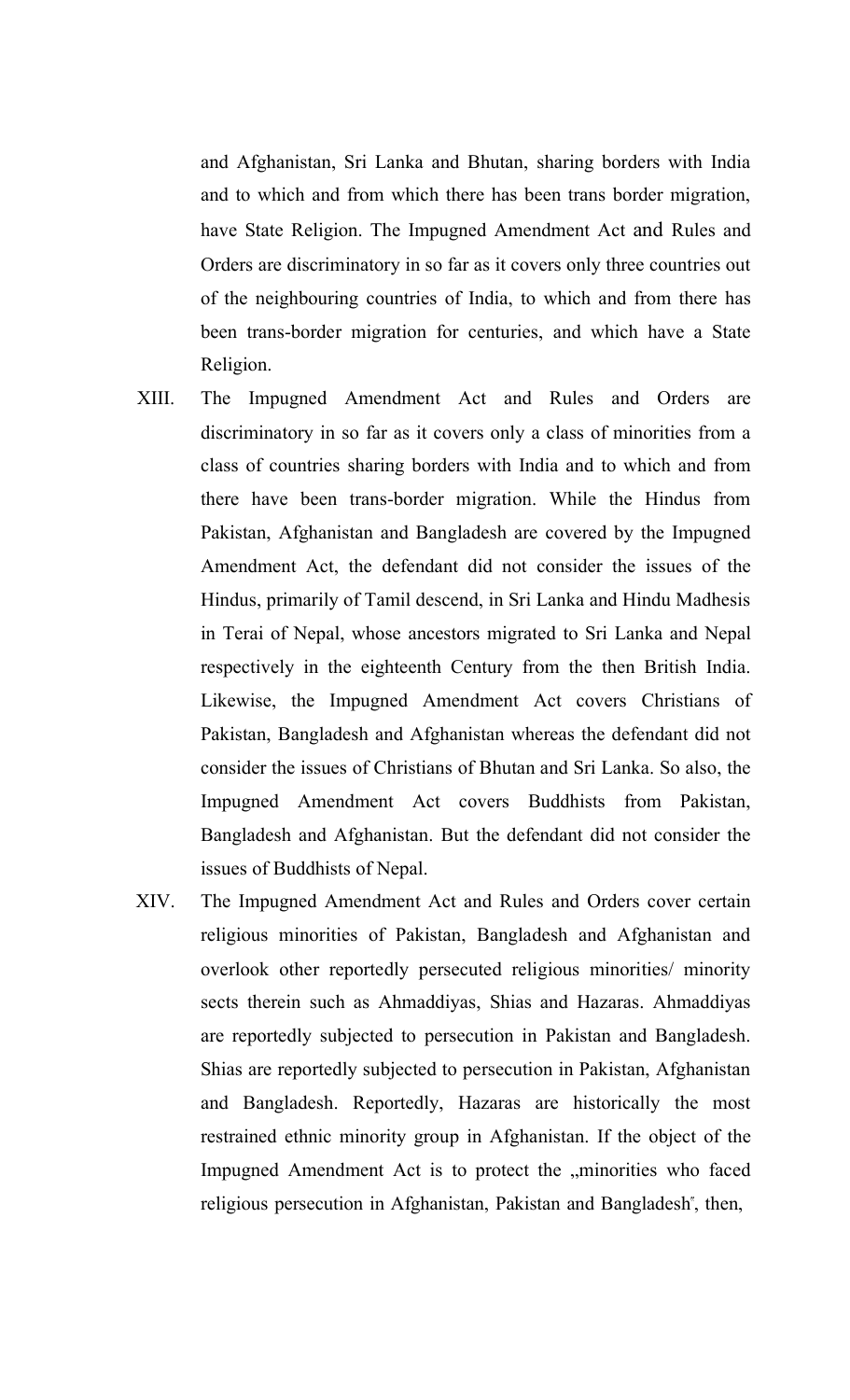and Afghanistan, Sri Lanka and Bhutan, sharing borders with India and to which and from which there has been trans border migration, have State Religion. The Impugned Amendment Act and Rules and Orders are discriminatory in so far as it covers only three countries out of the neighbouring countries of India, to which and from there has been trans-border migration for centuries, and which have a State Religion.

XIII. The Impugned Amendment Act and Rules and Orders are discriminatory in so far as it covers only a class of minorities from a class of countries sharing borders with India and to which and from there have been trans-border migration. While the Hindus from Pakistan, Afghanistan and Bangladesh are covered by the Impugned Amendment Act, the defendant did not consider the issues of the Hindus, primarily of Tamil descend, in Sri Lanka and Hindu Madhesis in Terai of Nepal, whose ancestors migrated to Sri Lanka and Nepal respectively in the eighteenth Century from the then British India. Likewise, the Impugned Amendment Act covers Christians of Pakistan, Bangladesh and Afghanistan whereas the defendant did not consider the issues of Christians of Bhutan and Sri Lanka. So also, the Impugned Amendment Act covers Buddhists from Pakistan, Bangladesh and Afghanistan. But the defendant did not consider the issues of Buddhists of Nepal.

XIV. The Impugned Amendment Act and Rules and Orders cover certain religious minorities of Pakistan, Bangladesh and Afghanistan and overlook other reportedly persecuted religious minorities/ minority sects therein such as Ahmaddiyas, Shias and Hazaras. Ahmaddiyas are reportedly subjected to persecution in Pakistan and Bangladesh. Shias are reportedly subjected to persecution in Pakistan, Afghanistan and Bangladesh. Reportedly, Hazaras are historically the most restrained ethnic minority group in Afghanistan. If the object of the Impugned Amendment Act is to protect the „minorities who faced religious persecution in Afghanistan, Pakistan and Bangladesh", then,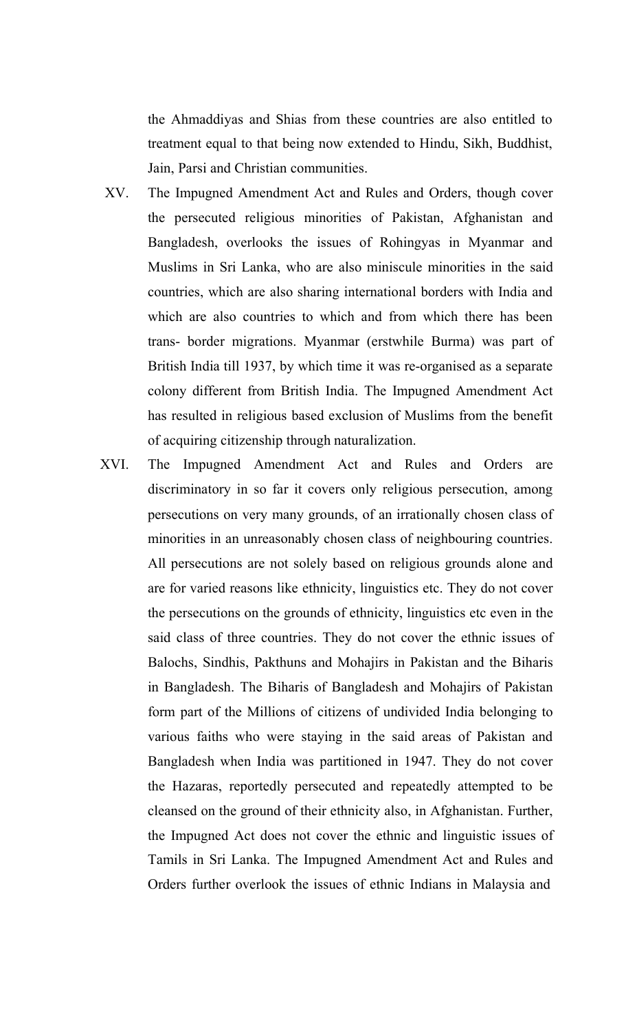the Ahmaddiyas and Shias from these countries are also entitled to treatment equal to that being now extended to Hindu, Sikh, Buddhist, Jain, Parsi and Christian communities.

XV. The Impugned Amendment Act and Rules and Orders, though cover the persecuted religious minorities of Pakistan, Afghanistan and Bangladesh, overlooks the issues of Rohingyas in Myanmar and Muslims in Sri Lanka, who are also miniscule minorities in the said countries, which are also sharing international borders with India and which are also countries to which and from which there has been trans- border migrations. Myanmar (erstwhile Burma) was part of British India till 1937, by which time it was re-organised as a separate colony different from British India. The Impugned Amendment Act has resulted in religious based exclusion of Muslims from the benefit of acquiring citizenship through naturalization.

XVI. The Impugned Amendment Act and Rules and Orders are discriminatory in so far it covers only religious persecution, among persecutions on very many grounds, of an irrationally chosen class of minorities in an unreasonably chosen class of neighbouring countries. All persecutions are not solely based on religious grounds alone and are for varied reasons like ethnicity, linguistics etc. They do not cover the persecutions on the grounds of ethnicity, linguistics etc even in the said class of three countries. They do not cover the ethnic issues of Balochs, Sindhis, Pakthuns and Mohajirs in Pakistan and the Biharis in Bangladesh. The Biharis of Bangladesh and Mohajirs of Pakistan form part of the Millions of citizens of undivided India belonging to various faiths who were staying in the said areas of Pakistan and Bangladesh when India was partitioned in 1947. They do not cover the Hazaras, reportedly persecuted and repeatedly attempted to be cleansed on the ground of their ethnicity also, in Afghanistan. Further, the Impugned Act does not cover the ethnic and linguistic issues of Tamils in Sri Lanka. The Impugned Amendment Act and Rules and Orders further overlook the issues of ethnic Indians in Malaysia and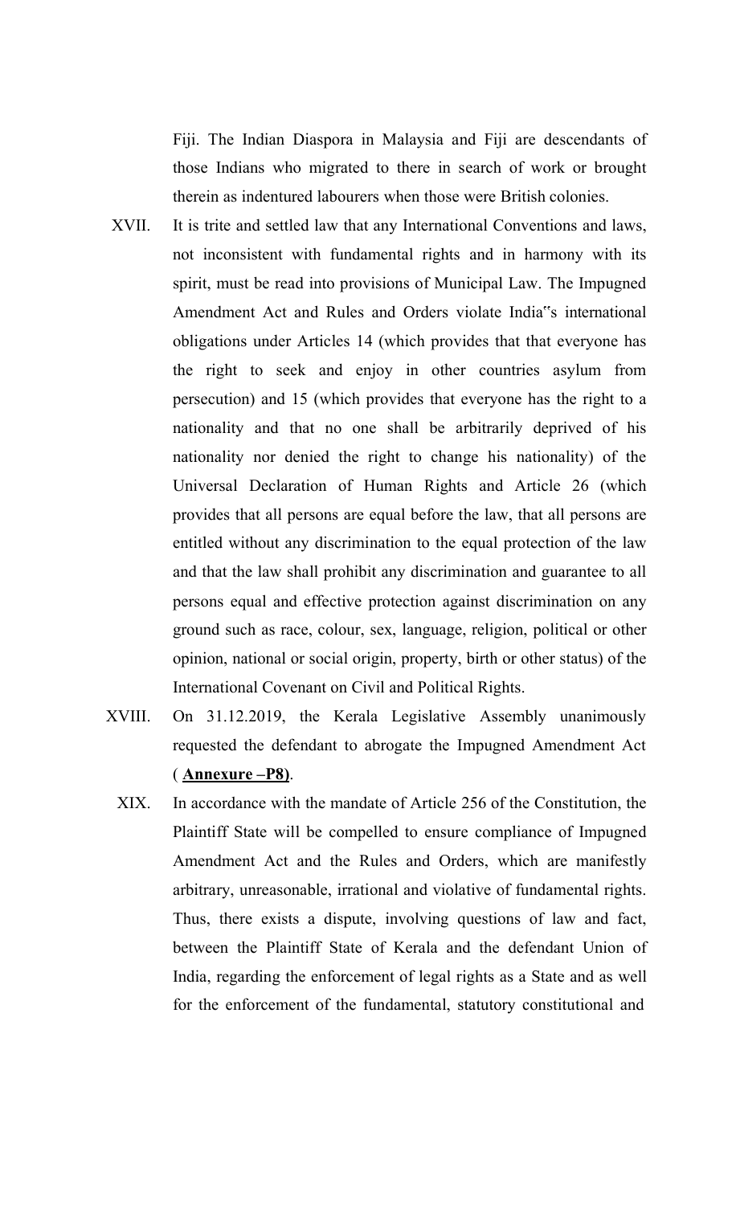Fiji. The Indian Diaspora in Malaysia and Fiji are descendants of those Indians who migrated to there in search of work or brought therein as indentured labourers when those were British colonies.

XVII. It is trite and settled law that any International Conventions and laws, not inconsistent with fundamental rights and in harmony with its spirit, must be read into provisions of Municipal Law. The Impugned Amendment Act and Rules and Orders violate India"s international obligations under Articles 14 (which provides that that everyone has the right to seek and enjoy in other countries asylum from persecution) and 15 (which provides that everyone has the right to a nationality and that no one shall be arbitrarily deprived of his nationality nor denied the right to change his nationality) of the Universal Declaration of Human Rights and Article 26 (which provides that all persons are equal before the law, that all persons are entitled without any discrimination to the equal protection of the law and that the law shall prohibit any discrimination and guarantee to all persons equal and effective protection against discrimination on any ground such as race, colour, sex, language, religion, political or other opinion, national or social origin, property, birth or other status) of the International Covenant on Civil and Political Rights.

XVIII. On 31.12.2019, the Kerala Legislative Assembly unanimously requested the defendant to abrogate the Impugned Amendment Act ( **Annexure –P8)**.

XIX. In accordance with the mandate of Article 256 of the Constitution, the Plaintiff State will be compelled to ensure compliance of Impugned Amendment Act and the Rules and Orders, which are manifestly arbitrary, unreasonable, irrational and violative of fundamental rights. Thus, there exists a dispute, involving questions of law and fact, between the Plaintiff State of Kerala and the defendant Union of India, regarding the enforcement of legal rights as a State and as well for the enforcement of the fundamental, statutory constitutional and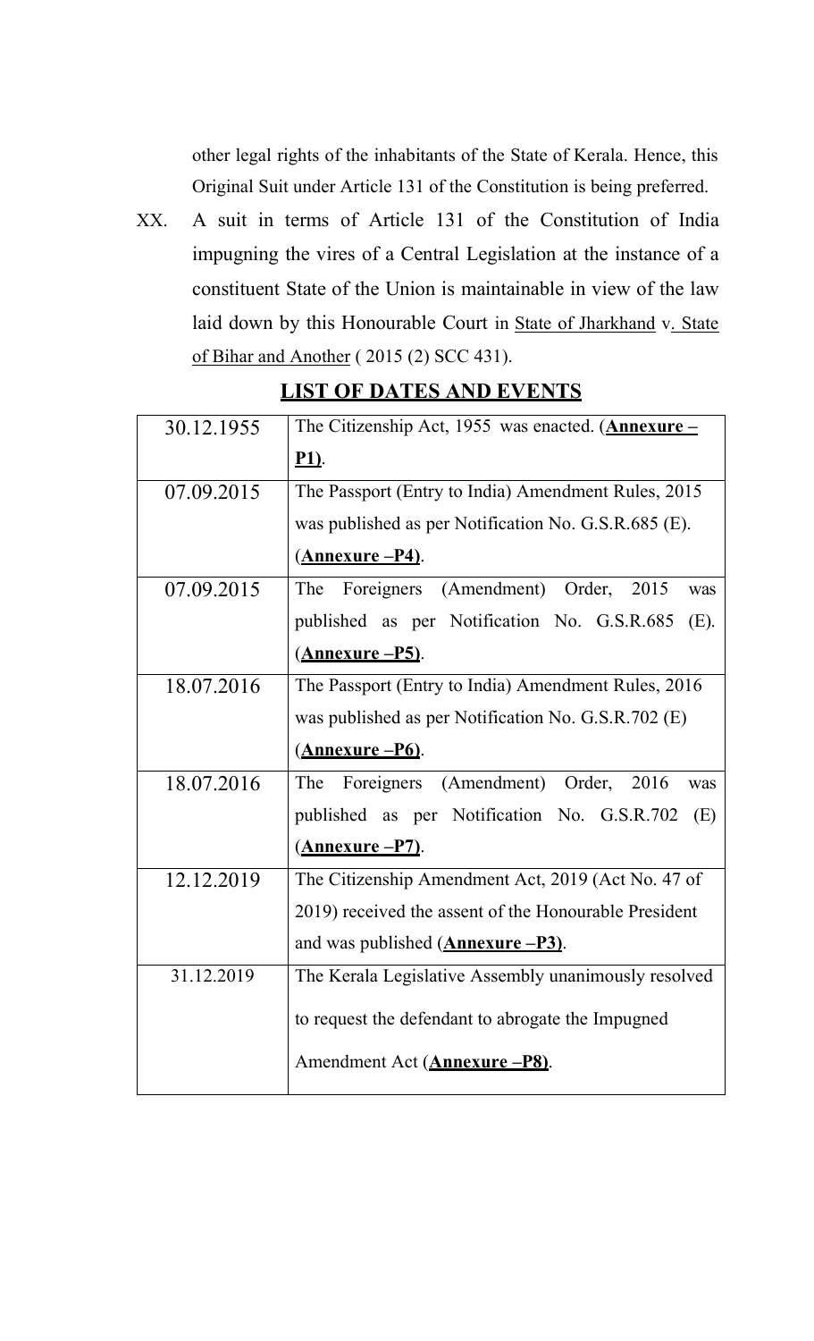other legal rights of the inhabitants of the State of Kerala. Hence, this Original Suit under Article 131 of the Constitution is being preferred.

XX. A suit in terms of Article 131 of the Constitution of India impugning the vires of a Central Legislation at the instance of a constituent State of the Union is maintainable in view of the law laid down by this Honourable Court in State of Jharkhand v. State of Bihar and Another ( 2015 (2) SCC 431).

## LIST OF DATES AND EVENTS

| | |
|---|---|
| 30.12.1955 | The Citizenship Act, 1955 was enacted. (**Annexure – P1**). |
| 07.09.2015 | The Passport (Entry to India) Amendment Rules, 2015 was published as per Notification No. G.S.R.685 (E). (**Annexure –P4**). |
| 07.09.2015 | The Foreigners (Amendment) Order, 2015 was published as per Notification No. G.S.R.685 (E). (**Annexure –P5**). |
| 18.07.2016 | The Passport (Entry to India) Amendment Rules, 2016 was published as per Notification No. G.S.R.702 (E) (**Annexure –P6**). |
| 18.07.2016 | The Foreigners (Amendment) Order, 2016 was published as per Notification No. G.S.R.702 (E) (**Annexure –P7**). |
| 12.12.2019 | The Citizenship Amendment Act, 2019 (Act No. 47 of 2019) received the assent of the Honourable President and was published (**Annexure –P3)**. |
| 31.12.2019 | The Kerala Legislative Assembly unanimously resolved to request the defendant to abrogate the Impugned Amendment Act (**Annexure –P8)**. |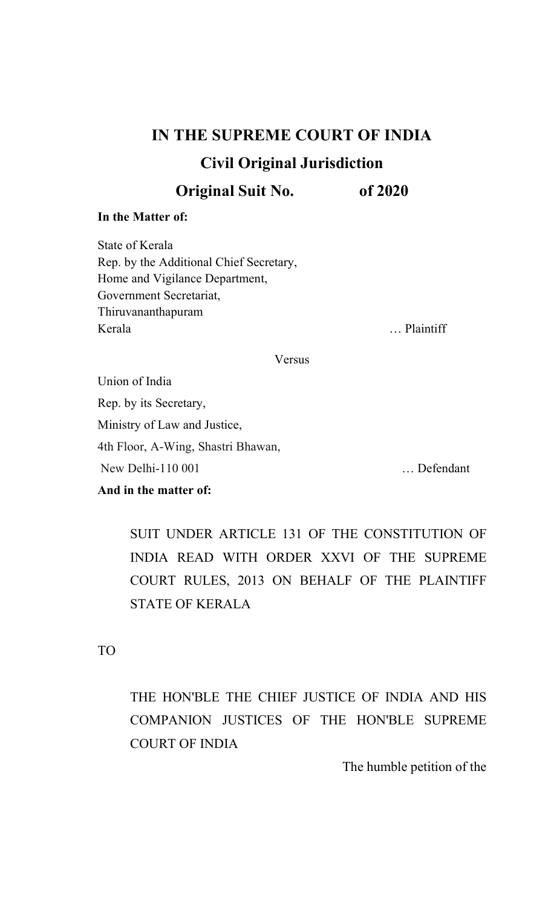# IN THE SUPREME COURT OF INDIA

## Civil Original Jurisdiction

## Original Suit No.            of 2020

**In the Matter of:**

State of Kerala
Rep. by the Additional Chief Secretary,
Home and Vigilance Department,
Government Secretariat,
Thiruvananthapuram
Kerala … Plaintiff

Versus

Union of India
Rep. by its Secretary,
Ministry of Law and Justice,
4th Floor, A-Wing, Shastri Bhawan,
New Delhi-110 001 … Defendant

**And in the matter of:**

SUIT UNDER ARTICLE 131 OF THE CONSTITUTION OF INDIA READ WITH ORDER XXVI OF THE SUPREME COURT RULES, 2013 ON BEHALF OF THE PLAINTIFF STATE OF KERALA

TO

THE HON'BLE THE CHIEF JUSTICE OF INDIA AND HIS COMPANION JUSTICES OF THE HON'BLE SUPREME COURT OF INDIA

The humble petition of the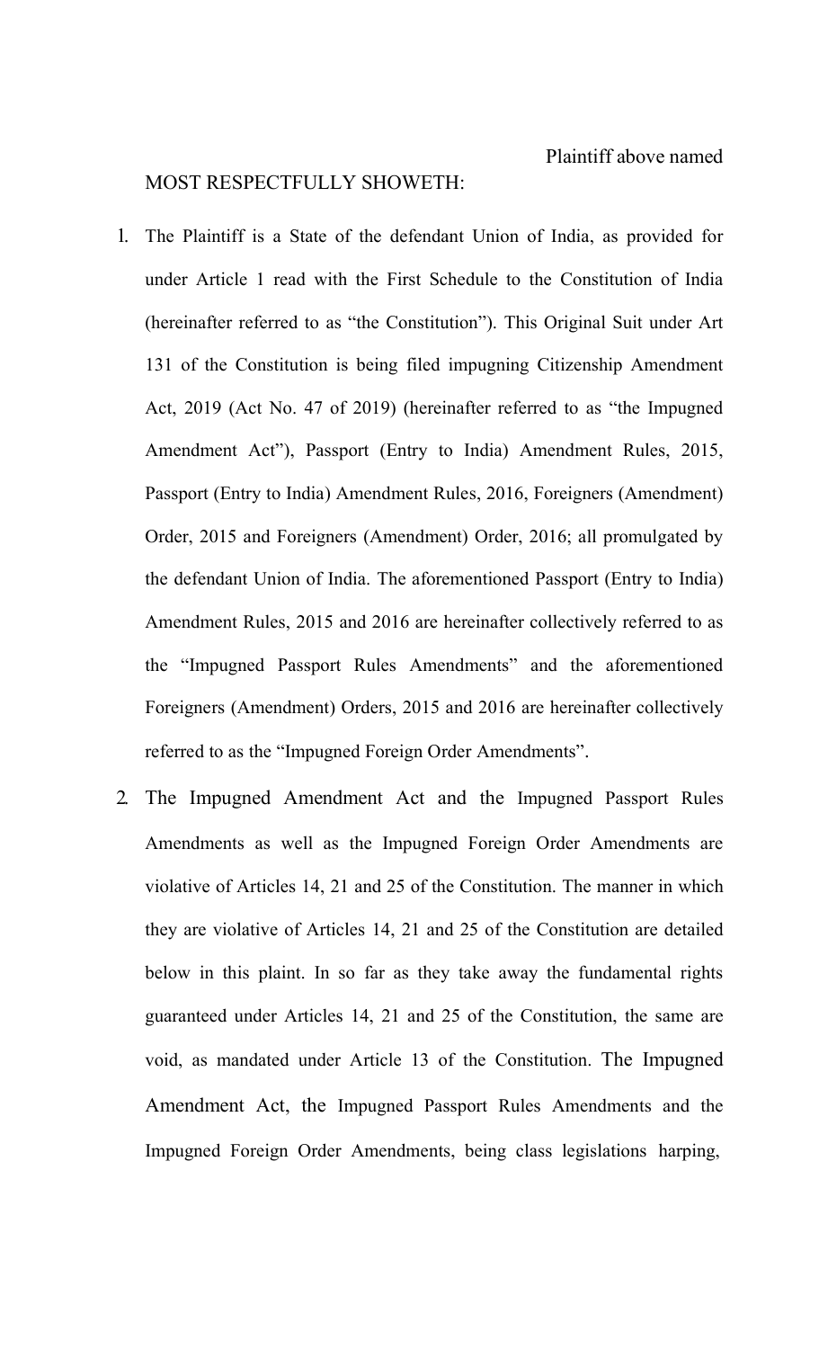Plaintiff above named

MOST RESPECTFULLY SHOWETH:

1. The Plaintiff is a State of the defendant Union of India, as provided for under Article 1 read with the First Schedule to the Constitution of India (hereinafter referred to as "the Constitution"). This Original Suit under Art 131 of the Constitution is being filed impugning Citizenship Amendment Act, 2019 (Act No. 47 of 2019) (hereinafter referred to as "the Impugned Amendment Act"), Passport (Entry to India) Amendment Rules, 2015, Passport (Entry to India) Amendment Rules, 2016, Foreigners (Amendment) Order, 2015 and Foreigners (Amendment) Order, 2016; all promulgated by the defendant Union of India. The aforementioned Passport (Entry to India) Amendment Rules, 2015 and 2016 are hereinafter collectively referred to as the "Impugned Passport Rules Amendments" and the aforementioned Foreigners (Amendment) Orders, 2015 and 2016 are hereinafter collectively referred to as the "Impugned Foreign Order Amendments".

2. The Impugned Amendment Act and the Impugned Passport Rules Amendments as well as the Impugned Foreign Order Amendments are violative of Articles 14, 21 and 25 of the Constitution. The manner in which they are violative of Articles 14, 21 and 25 of the Constitution are detailed below in this plaint. In so far as they take away the fundamental rights guaranteed under Articles 14, 21 and 25 of the Constitution, the same are void, as mandated under Article 13 of the Constitution. The Impugned Amendment Act, the Impugned Passport Rules Amendments and the Impugned Foreign Order Amendments, being class legislations harping,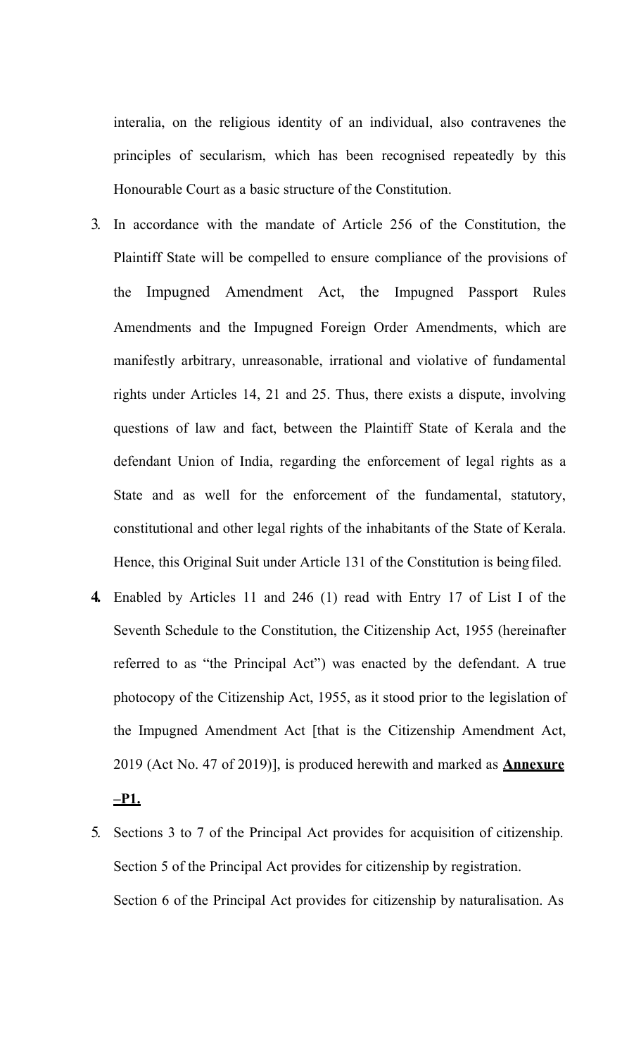interalia, on the religious identity of an individual, also contravenes the principles of secularism, which has been recognised repeatedly by this Honourable Court as a basic structure of the Constitution.

3. In accordance with the mandate of Article 256 of the Constitution, the Plaintiff State will be compelled to ensure compliance of the provisions of the Impugned Amendment Act, the Impugned Passport Rules Amendments and the Impugned Foreign Order Amendments, which are manifestly arbitrary, unreasonable, irrational and violative of fundamental rights under Articles 14, 21 and 25. Thus, there exists a dispute, involving questions of law and fact, between the Plaintiff State of Kerala and the defendant Union of India, regarding the enforcement of legal rights as a State and as well for the enforcement of the fundamental, statutory, constitutional and other legal rights of the inhabitants of the State of Kerala. Hence, this Original Suit under Article 131 of the Constitution is being filed.

4. Enabled by Articles 11 and 246 (1) read with Entry 17 of List I of the Seventh Schedule to the Constitution, the Citizenship Act, 1955 (hereinafter referred to as "the Principal Act") was enacted by the defendant. A true photocopy of the Citizenship Act, 1955, as it stood prior to the legislation of the Impugned Amendment Act [that is the Citizenship Amendment Act, 2019 (Act No. 47 of 2019)], is produced herewith and marked as **Annexure –P1.**

5. Sections 3 to 7 of the Principal Act provides for acquisition of citizenship. Section 5 of the Principal Act provides for citizenship by registration. Section 6 of the Principal Act provides for citizenship by naturalisation. As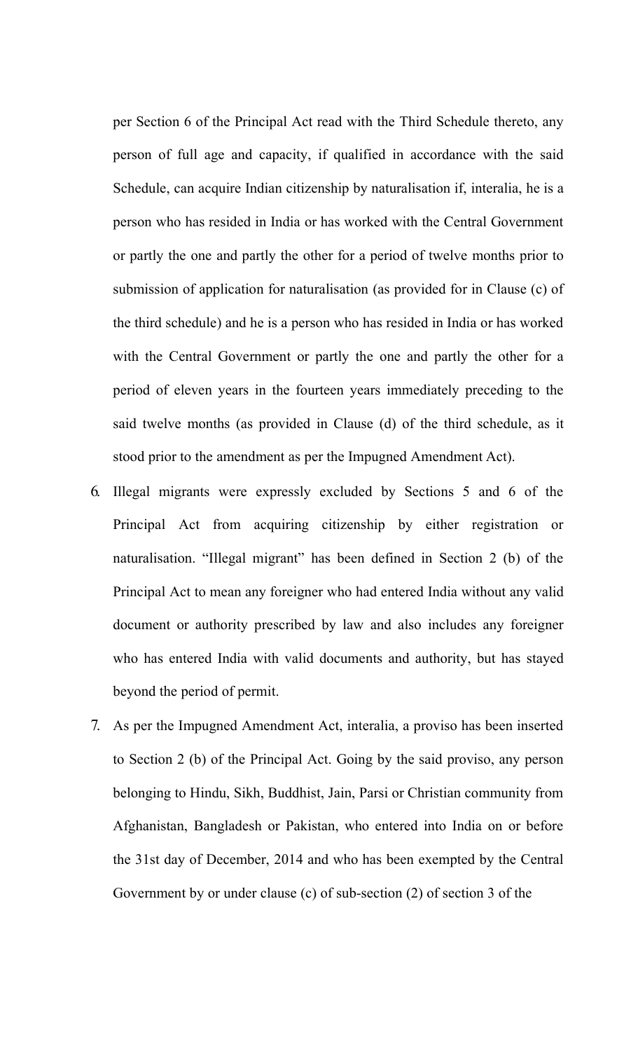per Section 6 of the Principal Act read with the Third Schedule thereto, any person of full age and capacity, if qualified in accordance with the said Schedule, can acquire Indian citizenship by naturalisation if, interalia, he is a person who has resided in India or has worked with the Central Government or partly the one and partly the other for a period of twelve months prior to submission of application for naturalisation (as provided for in Clause (c) of the third schedule) and he is a person who has resided in India or has worked with the Central Government or partly the one and partly the other for a period of eleven years in the fourteen years immediately preceding to the said twelve months (as provided in Clause (d) of the third schedule, as it stood prior to the amendment as per the Impugned Amendment Act).

6. Illegal migrants were expressly excluded by Sections 5 and 6 of the Principal Act from acquiring citizenship by either registration or naturalisation. "Illegal migrant" has been defined in Section 2 (b) of the Principal Act to mean any foreigner who had entered India without any valid document or authority prescribed by law and also includes any foreigner who has entered India with valid documents and authority, but has stayed beyond the period of permit.

7. As per the Impugned Amendment Act, interalia, a proviso has been inserted to Section 2 (b) of the Principal Act. Going by the said proviso, any person belonging to Hindu, Sikh, Buddhist, Jain, Parsi or Christian community from Afghanistan, Bangladesh or Pakistan, who entered into India on or before the 31st day of December, 2014 and who has been exempted by the Central Government by or under clause (c) of sub-section (2) of section 3 of the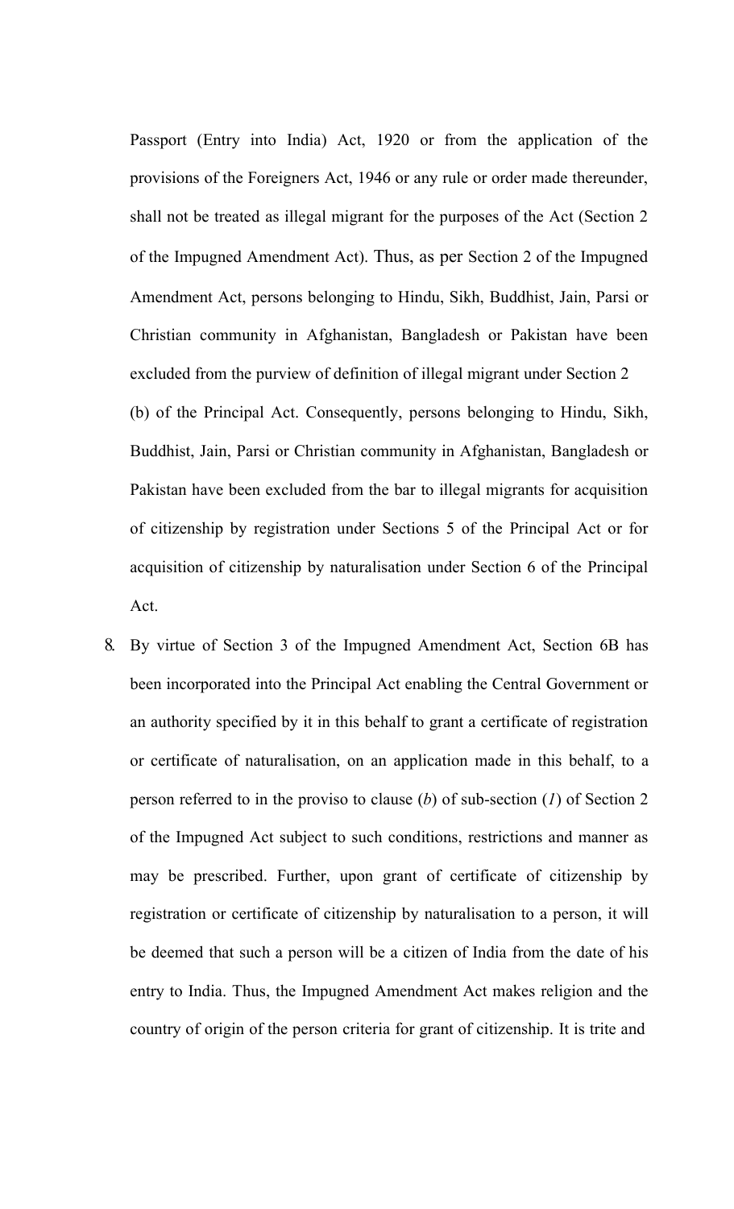Passport (Entry into India) Act, 1920 or from the application of the provisions of the Foreigners Act, 1946 or any rule or order made thereunder, shall not be treated as illegal migrant for the purposes of the Act (Section 2 of the Impugned Amendment Act). Thus, as per Section 2 of the Impugned Amendment Act, persons belonging to Hindu, Sikh, Buddhist, Jain, Parsi or Christian community in Afghanistan, Bangladesh or Pakistan have been excluded from the purview of definition of illegal migrant under Section 2 (b) of the Principal Act. Consequently, persons belonging to Hindu, Sikh, Buddhist, Jain, Parsi or Christian community in Afghanistan, Bangladesh or Pakistan have been excluded from the bar to illegal migrants for acquisition of citizenship by registration under Sections 5 of the Principal Act or for acquisition of citizenship by naturalisation under Section 6 of the Principal Act.

8. By virtue of Section 3 of the Impugned Amendment Act, Section 6B has been incorporated into the Principal Act enabling the Central Government or an authority specified by it in this behalf to grant a certificate of registration or certificate of naturalisation, on an application made in this behalf, to a person referred to in the proviso to clause (*b*) of sub-section (*1*) of Section 2 of the Impugned Act subject to such conditions, restrictions and manner as may be prescribed. Further, upon grant of certificate of citizenship by registration or certificate of citizenship by naturalisation to a person, it will be deemed that such a person will be a citizen of India from the date of his entry to India. Thus, the Impugned Amendment Act makes religion and the country of origin of the person criteria for grant of citizenship. It is trite and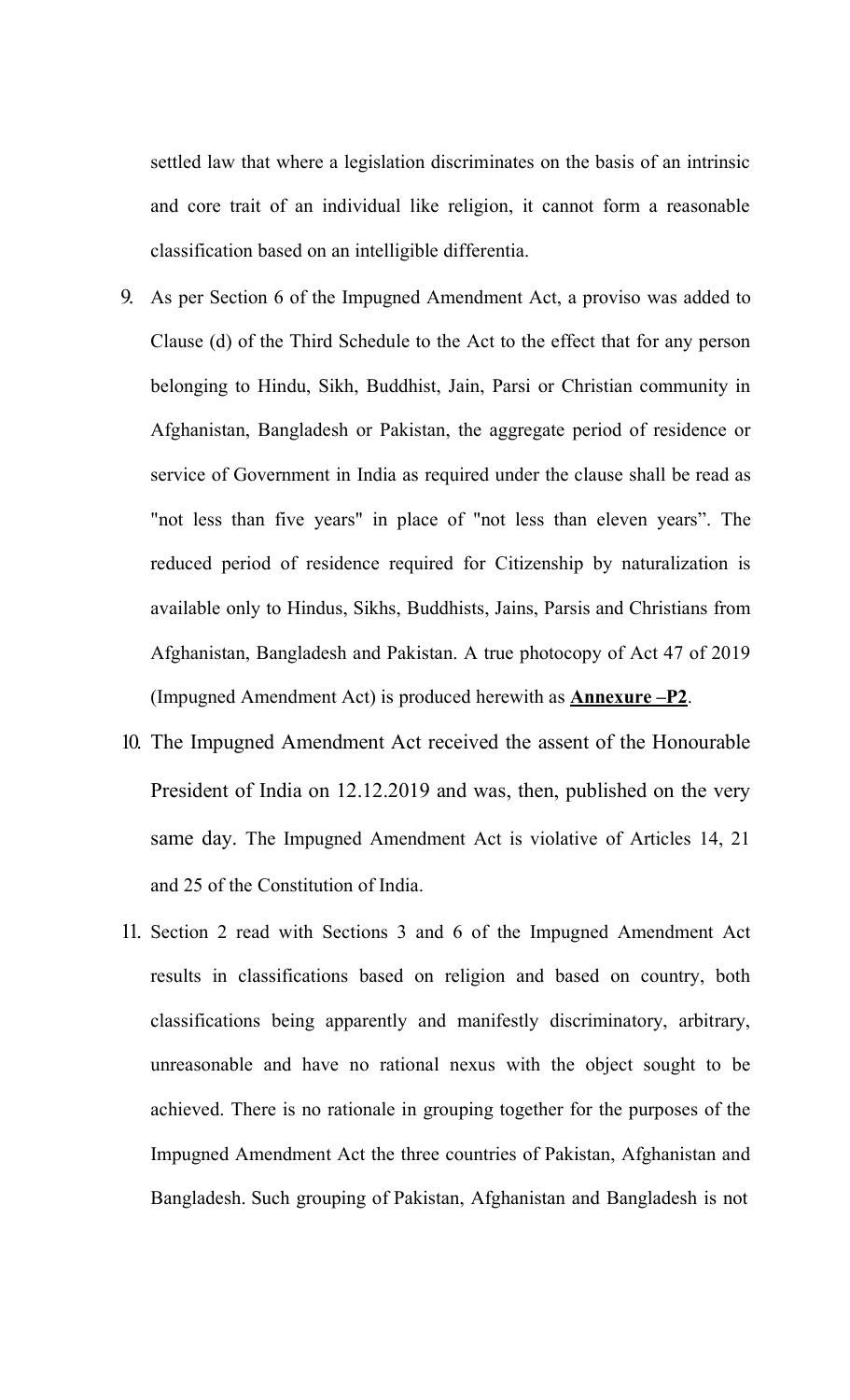settled law that where a legislation discriminates on the basis of an intrinsic and core trait of an individual like religion, it cannot form a reasonable classification based on an intelligible differentia.

9. As per Section 6 of the Impugned Amendment Act, a proviso was added to Clause (d) of the Third Schedule to the Act to the effect that for any person belonging to Hindu, Sikh, Buddhist, Jain, Parsi or Christian community in Afghanistan, Bangladesh or Pakistan, the aggregate period of residence or service of Government in India as required under the clause shall be read as "not less than five years" in place of "not less than eleven years". The reduced period of residence required for Citizenship by naturalization is available only to Hindus, Sikhs, Buddhists, Jains, Parsis and Christians from Afghanistan, Bangladesh and Pakistan. A true photocopy of Act 47 of 2019 (Impugned Amendment Act) is produced herewith as **Annexure –P2**.

10. The Impugned Amendment Act received the assent of the Honourable President of India on 12.12.2019 and was, then, published on the very same day. The Impugned Amendment Act is violative of Articles 14, 21 and 25 of the Constitution of India.

11. Section 2 read with Sections 3 and 6 of the Impugned Amendment Act results in classifications based on religion and based on country, both classifications being apparently and manifestly discriminatory, arbitrary, unreasonable and have no rational nexus with the object sought to be achieved. There is no rationale in grouping together for the purposes of the Impugned Amendment Act the three countries of Pakistan, Afghanistan and Bangladesh. Such grouping of Pakistan, Afghanistan and Bangladesh is not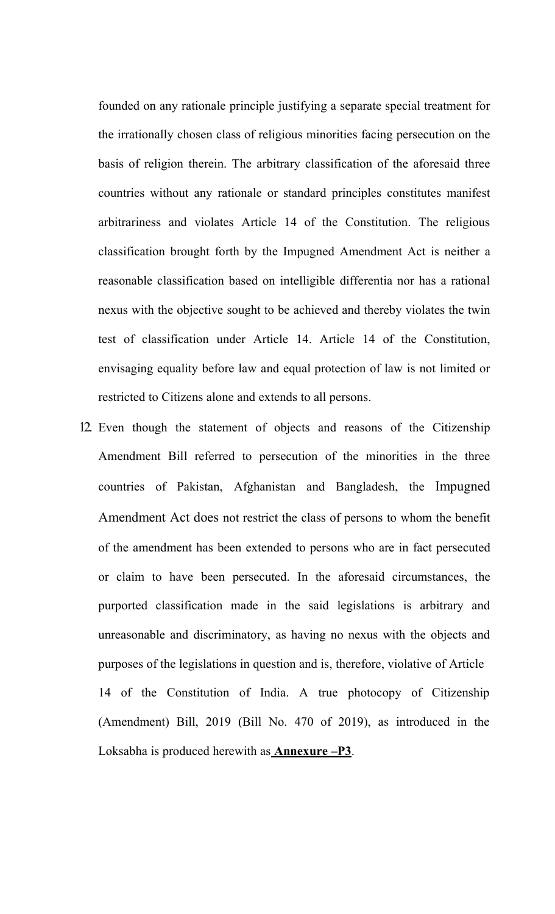founded on any rationale principle justifying a separate special treatment for the irrationally chosen class of religious minorities facing persecution on the basis of religion therein. The arbitrary classification of the aforesaid three countries without any rationale or standard principles constitutes manifest arbitrariness and violates Article 14 of the Constitution. The religious classification brought forth by the Impugned Amendment Act is neither a reasonable classification based on intelligible differentia nor has a rational nexus with the objective sought to be achieved and thereby violates the twin test of classification under Article 14. Article 14 of the Constitution, envisaging equality before law and equal protection of law is not limited or restricted to Citizens alone and extends to all persons.

12. Even though the statement of objects and reasons of the Citizenship Amendment Bill referred to persecution of the minorities in the three countries of Pakistan, Afghanistan and Bangladesh, the Impugned Amendment Act does not restrict the class of persons to whom the benefit of the amendment has been extended to persons who are in fact persecuted or claim to have been persecuted. In the aforesaid circumstances, the purported classification made in the said legislations is arbitrary and unreasonable and discriminatory, as having no nexus with the objects and purposes of the legislations in question and is, therefore, violative of Article 14 of the Constitution of India. A true photocopy of Citizenship (Amendment) Bill, 2019 (Bill No. 470 of 2019), as introduced in the Loksabha is produced herewith as **Annexure –P3**.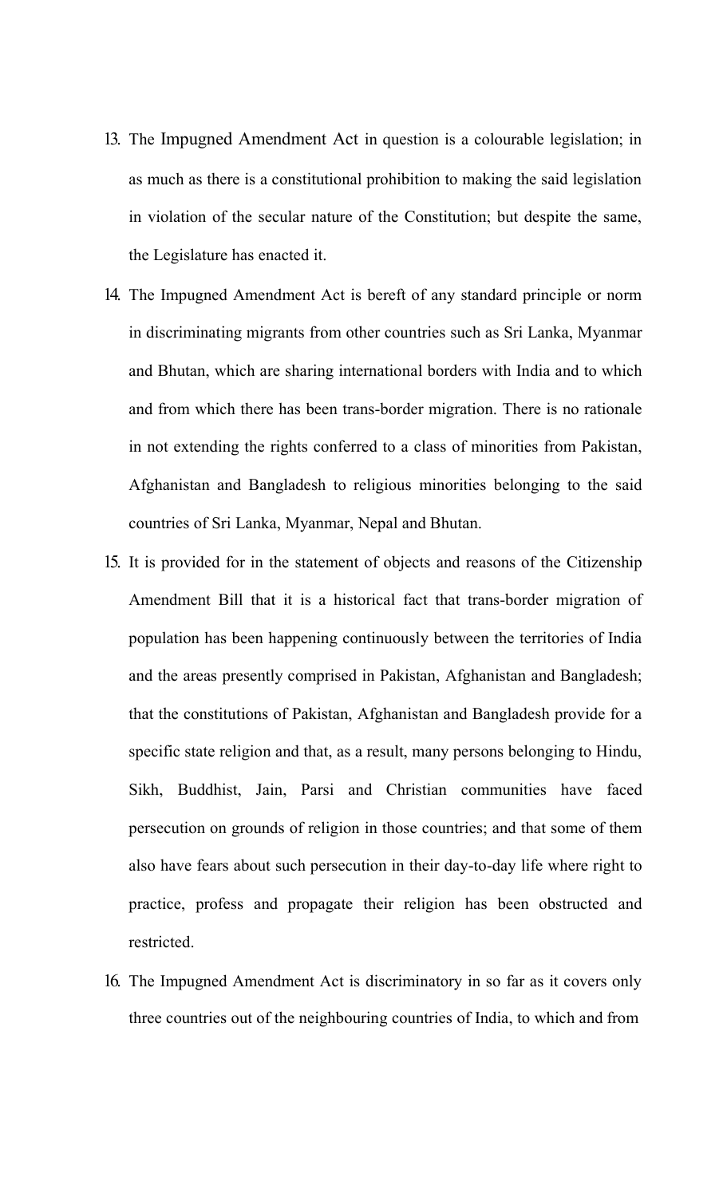13. The Impugned Amendment Act in question is a colourable legislation; in as much as there is a constitutional prohibition to making the said legislation in violation of the secular nature of the Constitution; but despite the same, the Legislature has enacted it.

14. The Impugned Amendment Act is bereft of any standard principle or norm in discriminating migrants from other countries such as Sri Lanka, Myanmar and Bhutan, which are sharing international borders with India and to which and from which there has been trans-border migration. There is no rationale in not extending the rights conferred to a class of minorities from Pakistan, Afghanistan and Bangladesh to religious minorities belonging to the said countries of Sri Lanka, Myanmar, Nepal and Bhutan.

15. It is provided for in the statement of objects and reasons of the Citizenship Amendment Bill that it is a historical fact that trans-border migration of population has been happening continuously between the territories of India and the areas presently comprised in Pakistan, Afghanistan and Bangladesh; that the constitutions of Pakistan, Afghanistan and Bangladesh provide for a specific state religion and that, as a result, many persons belonging to Hindu, Sikh, Buddhist, Jain, Parsi and Christian communities have faced persecution on grounds of religion in those countries; and that some of them also have fears about such persecution in their day-to-day life where right to practice, profess and propagate their religion has been obstructed and restricted.

16. The Impugned Amendment Act is discriminatory in so far as it covers only three countries out of the neighbouring countries of India, to which and from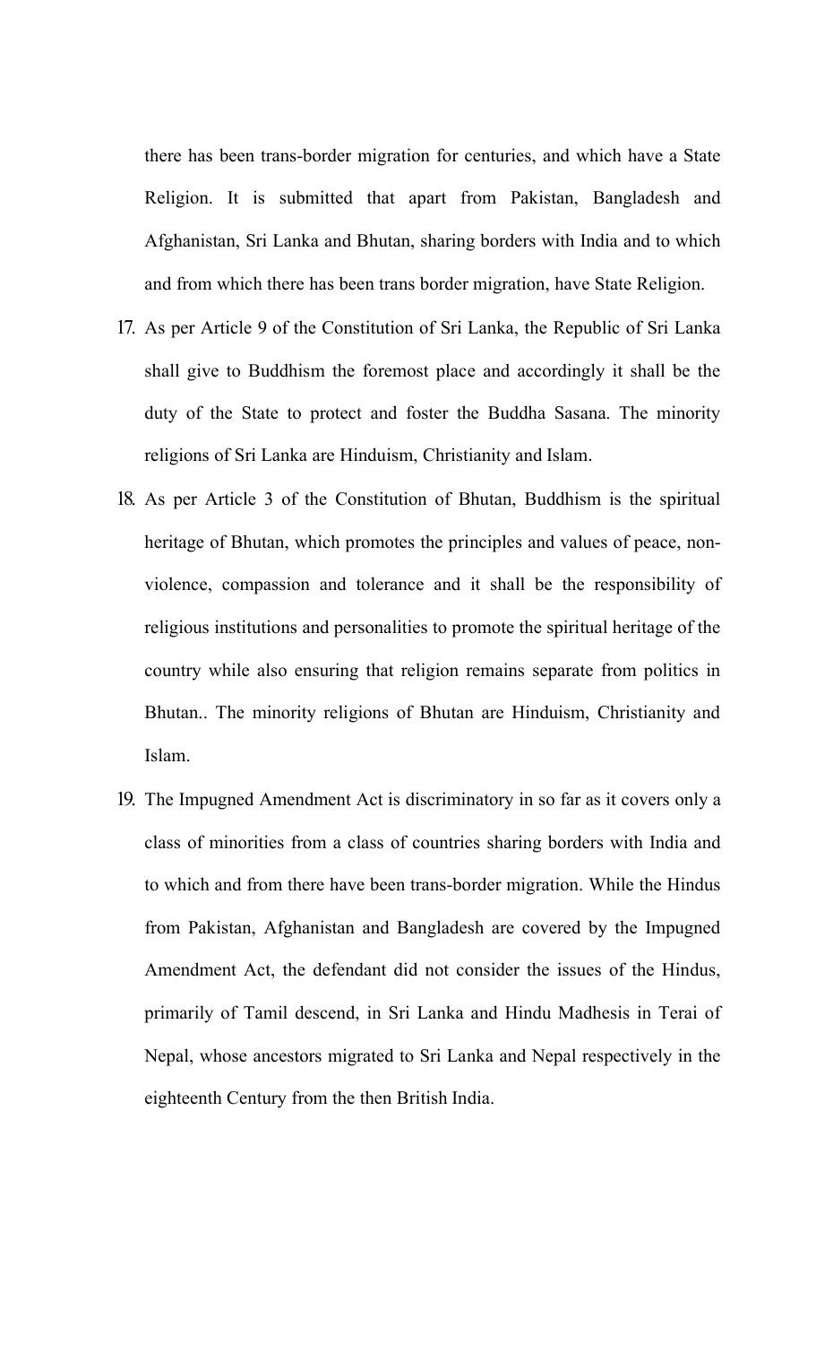there has been trans-border migration for centuries, and which have a State Religion. It is submitted that apart from Pakistan, Bangladesh and Afghanistan, Sri Lanka and Bhutan, sharing borders with India and to which and from which there has been trans border migration, have State Religion.

17. As per Article 9 of the Constitution of Sri Lanka, the Republic of Sri Lanka shall give to Buddhism the foremost place and accordingly it shall be the duty of the State to protect and foster the Buddha Sasana. The minority religions of Sri Lanka are Hinduism, Christianity and Islam.

18. As per Article 3 of the Constitution of Bhutan, Buddhism is the spiritual heritage of Bhutan, which promotes the principles and values of peace, non-violence, compassion and tolerance and it shall be the responsibility of religious institutions and personalities to promote the spiritual heritage of the country while also ensuring that religion remains separate from politics in Bhutan.. The minority religions of Bhutan are Hinduism, Christianity and Islam.

19. The Impugned Amendment Act is discriminatory in so far as it covers only a class of minorities from a class of countries sharing borders with India and to which and from there have been trans-border migration. While the Hindus from Pakistan, Afghanistan and Bangladesh are covered by the Impugned Amendment Act, the defendant did not consider the issues of the Hindus, primarily of Tamil descend, in Sri Lanka and Hindu Madhesis in Terai of Nepal, whose ancestors migrated to Sri Lanka and Nepal respectively in the eighteenth Century from the then British India.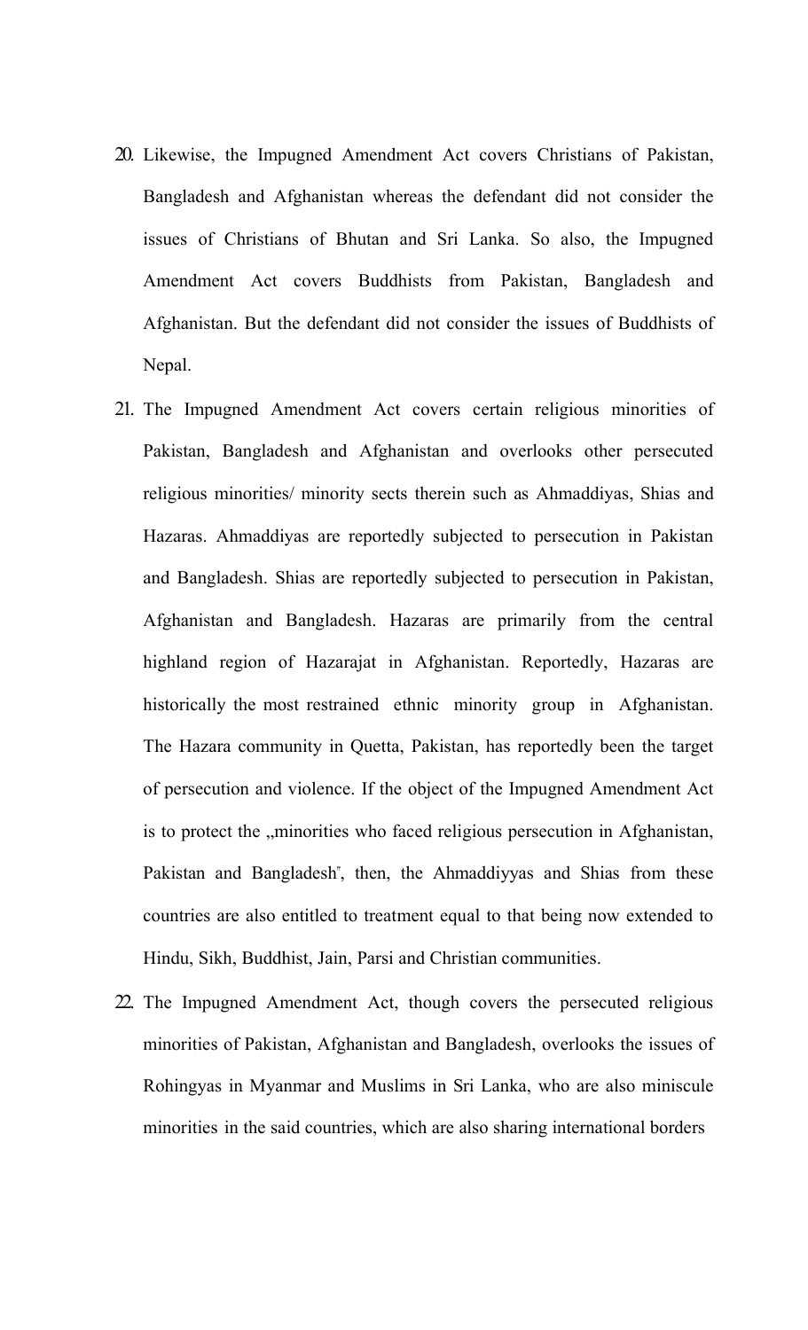20. Likewise, the Impugned Amendment Act covers Christians of Pakistan, Bangladesh and Afghanistan whereas the defendant did not consider the issues of Christians of Bhutan and Sri Lanka. So also, the Impugned Amendment Act covers Buddhists from Pakistan, Bangladesh and Afghanistan. But the defendant did not consider the issues of Buddhists of Nepal.

21. The Impugned Amendment Act covers certain religious minorities of Pakistan, Bangladesh and Afghanistan and overlooks other persecuted religious minorities/ minority sects therein such as Ahmaddiyas, Shias and Hazaras. Ahmaddiyas are reportedly subjected to persecution in Pakistan and Bangladesh. Shias are reportedly subjected to persecution in Pakistan, Afghanistan and Bangladesh. Hazaras are primarily from the central highland region of Hazarajat in Afghanistan. Reportedly, Hazaras are historically the most restrained ethnic minority group in Afghanistan. The Hazara community in Quetta, Pakistan, has reportedly been the target of persecution and violence. If the object of the Impugned Amendment Act is to protect the „minorities who faced religious persecution in Afghanistan, Pakistan and Bangladesh", then, the Ahmaddiyyas and Shias from these countries are also entitled to treatment equal to that being now extended to Hindu, Sikh, Buddhist, Jain, Parsi and Christian communities.

22. The Impugned Amendment Act, though covers the persecuted religious minorities of Pakistan, Afghanistan and Bangladesh, overlooks the issues of Rohingyas in Myanmar and Muslims in Sri Lanka, who are also miniscule minorities in the said countries, which are also sharing international borders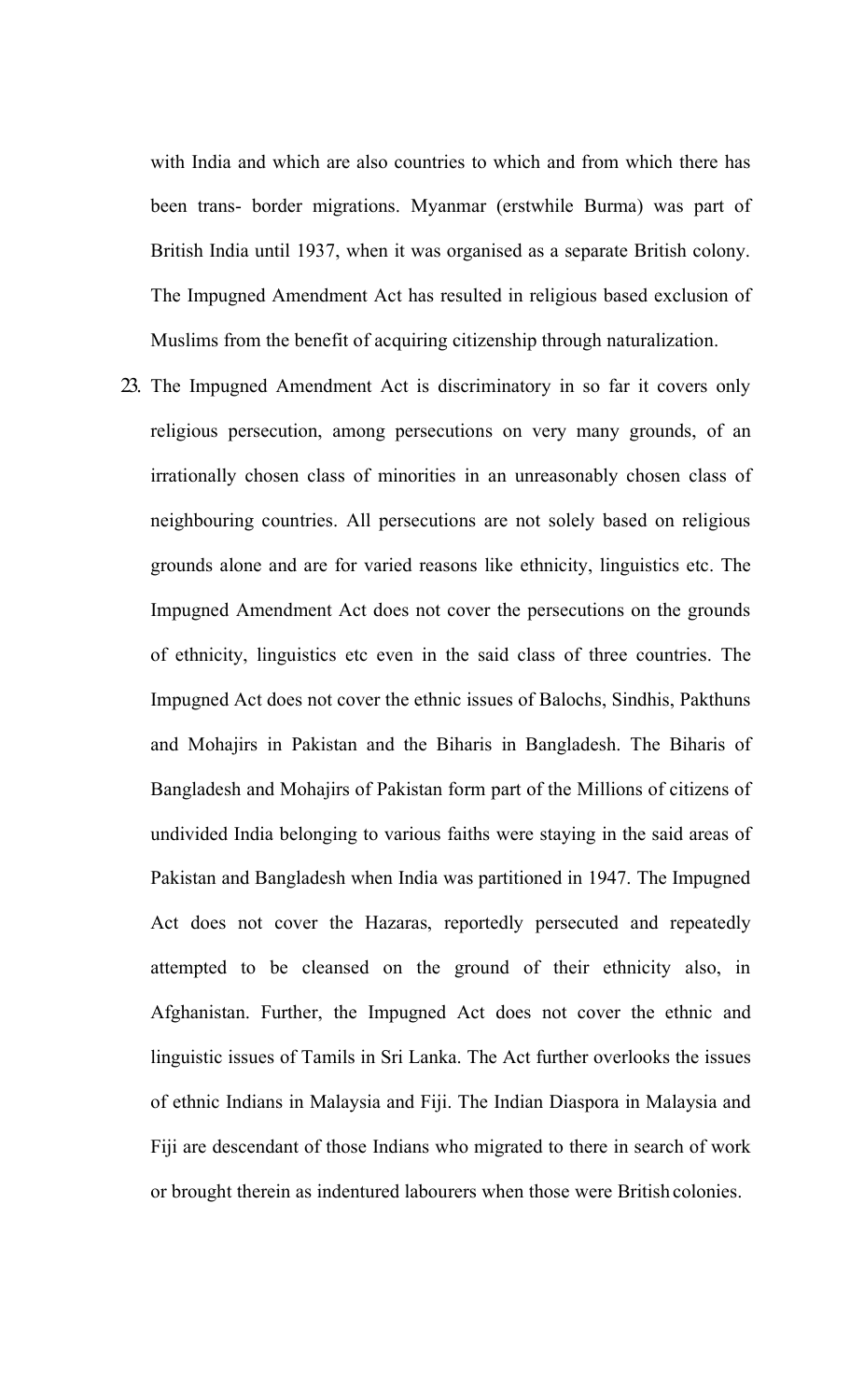with India and which are also countries to which and from which there has been trans- border migrations. Myanmar (erstwhile Burma) was part of British India until 1937, when it was organised as a separate British colony. The Impugned Amendment Act has resulted in religious based exclusion of Muslims from the benefit of acquiring citizenship through naturalization.

23. The Impugned Amendment Act is discriminatory in so far it covers only religious persecution, among persecutions on very many grounds, of an irrationally chosen class of minorities in an unreasonably chosen class of neighbouring countries. All persecutions are not solely based on religious grounds alone and are for varied reasons like ethnicity, linguistics etc. The Impugned Amendment Act does not cover the persecutions on the grounds of ethnicity, linguistics etc even in the said class of three countries. The Impugned Act does not cover the ethnic issues of Balochs, Sindhis, Pakthuns and Mohajirs in Pakistan and the Biharis in Bangladesh. The Biharis of Bangladesh and Mohajirs of Pakistan form part of the Millions of citizens of undivided India belonging to various faiths were staying in the said areas of Pakistan and Bangladesh when India was partitioned in 1947. The Impugned Act does not cover the Hazaras, reportedly persecuted and repeatedly attempted to be cleansed on the ground of their ethnicity also, in Afghanistan. Further, the Impugned Act does not cover the ethnic and linguistic issues of Tamils in Sri Lanka. The Act further overlooks the issues of ethnic Indians in Malaysia and Fiji. The Indian Diaspora in Malaysia and Fiji are descendant of those Indians who migrated to there in search of work or brought therein as indentured labourers when those were British colonies.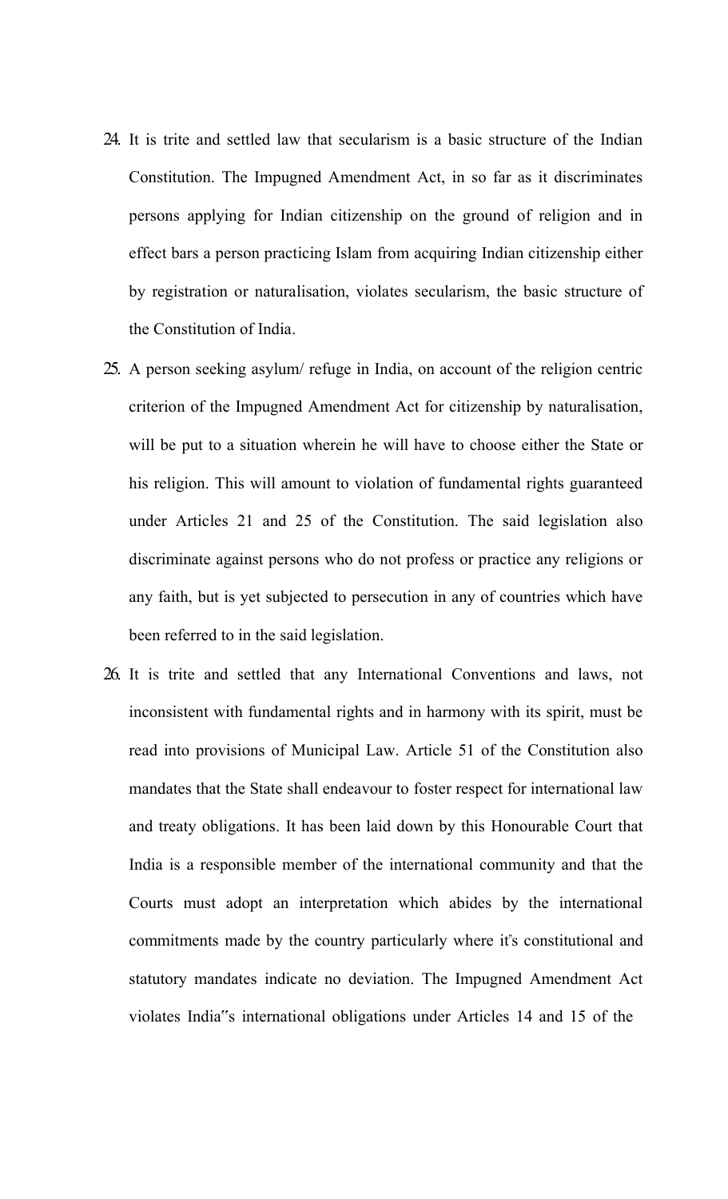24. It is trite and settled law that secularism is a basic structure of the Indian Constitution. The Impugned Amendment Act, in so far as it discriminates persons applying for Indian citizenship on the ground of religion and in effect bars a person practicing Islam from acquiring Indian citizenship either by registration or naturalisation, violates secularism, the basic structure of the Constitution of India.

25. A person seeking asylum/ refuge in India, on account of the religion centric criterion of the Impugned Amendment Act for citizenship by naturalisation, will be put to a situation wherein he will have to choose either the State or his religion. This will amount to violation of fundamental rights guaranteed under Articles 21 and 25 of the Constitution. The said legislation also discriminate against persons who do not profess or practice any religions or any faith, but is yet subjected to persecution in any of countries which have been referred to in the said legislation.

26. It is trite and settled that any International Conventions and laws, not inconsistent with fundamental rights and in harmony with its spirit, must be read into provisions of Municipal Law. Article 51 of the Constitution also mandates that the State shall endeavour to foster respect for international law and treaty obligations. It has been laid down by this Honourable Court that India is a responsible member of the international community and that the Courts must adopt an interpretation which abides by the international commitments made by the country particularly where it"s constitutional and statutory mandates indicate no deviation. The Impugned Amendment Act violates India"s international obligations under Articles 14 and 15 of the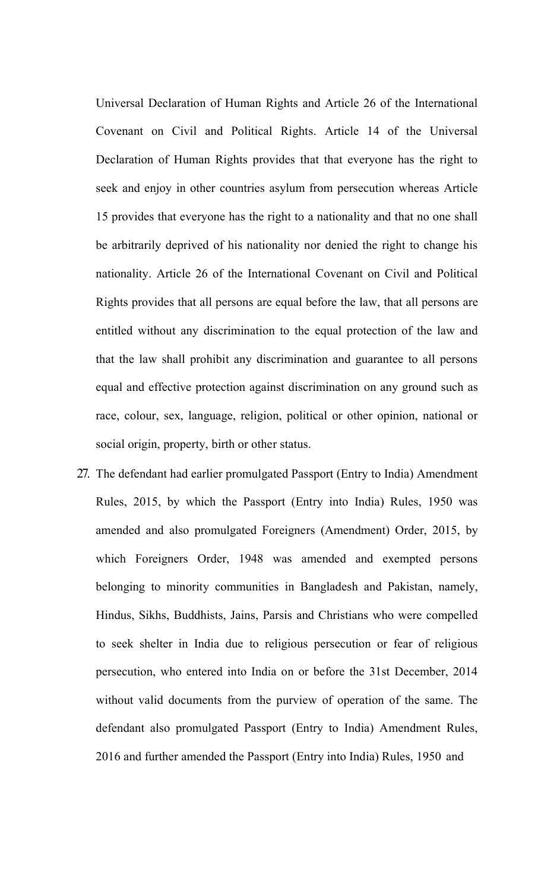Universal Declaration of Human Rights and Article 26 of the International Covenant on Civil and Political Rights. Article 14 of the Universal Declaration of Human Rights provides that that everyone has the right to seek and enjoy in other countries asylum from persecution whereas Article 15 provides that everyone has the right to a nationality and that no one shall be arbitrarily deprived of his nationality nor denied the right to change his nationality. Article 26 of the International Covenant on Civil and Political Rights provides that all persons are equal before the law, that all persons are entitled without any discrimination to the equal protection of the law and that the law shall prohibit any discrimination and guarantee to all persons equal and effective protection against discrimination on any ground such as race, colour, sex, language, religion, political or other opinion, national or social origin, property, birth or other status.

27. The defendant had earlier promulgated Passport (Entry to India) Amendment Rules, 2015, by which the Passport (Entry into India) Rules, 1950 was amended and also promulgated Foreigners (Amendment) Order, 2015, by which Foreigners Order, 1948 was amended and exempted persons belonging to minority communities in Bangladesh and Pakistan, namely, Hindus, Sikhs, Buddhists, Jains, Parsis and Christians who were compelled to seek shelter in India due to religious persecution or fear of religious persecution, who entered into India on or before the 31st December, 2014 without valid documents from the purview of operation of the same. The defendant also promulgated Passport (Entry to India) Amendment Rules, 2016 and further amended the Passport (Entry into India) Rules, 1950 and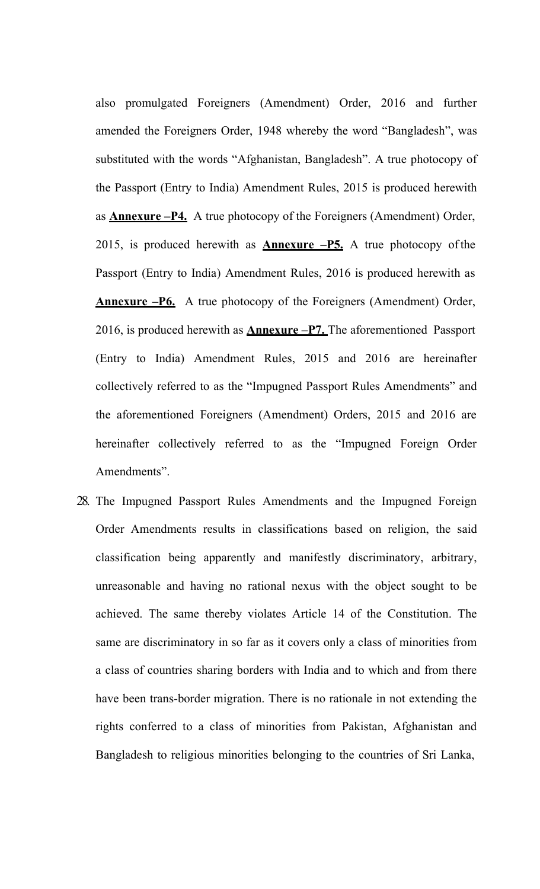also promulgated Foreigners (Amendment) Order, 2016 and further amended the Foreigners Order, 1948 whereby the word "Bangladesh", was substituted with the words "Afghanistan, Bangladesh". A true photocopy of the Passport (Entry to India) Amendment Rules, 2015 is produced herewith as **Annexure –P4.** A true photocopy of the Foreigners (Amendment) Order, 2015, is produced herewith as **Annexure –P5.** A true photocopy of the Passport (Entry to India) Amendment Rules, 2016 is produced herewith as **Annexure –P6.** A true photocopy of the Foreigners (Amendment) Order, 2016, is produced herewith as **Annexure –P7.** The aforementioned Passport (Entry to India) Amendment Rules, 2015 and 2016 are hereinafter collectively referred to as the "Impugned Passport Rules Amendments" and the aforementioned Foreigners (Amendment) Orders, 2015 and 2016 are hereinafter collectively referred to as the "Impugned Foreign Order Amendments".

28. The Impugned Passport Rules Amendments and the Impugned Foreign Order Amendments results in classifications based on religion, the said classification being apparently and manifestly discriminatory, arbitrary, unreasonable and having no rational nexus with the object sought to be achieved. The same thereby violates Article 14 of the Constitution. The same are discriminatory in so far as it covers only a class of minorities from a class of countries sharing borders with India and to which and from there have been trans-border migration. There is no rationale in not extending the rights conferred to a class of minorities from Pakistan, Afghanistan and Bangladesh to religious minorities belonging to the countries of Sri Lanka,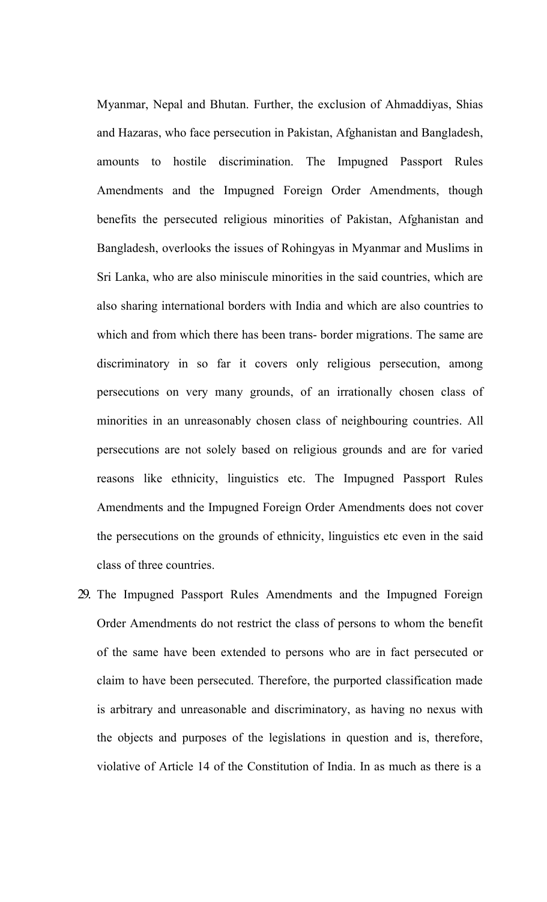Myanmar, Nepal and Bhutan. Further, the exclusion of Ahmaddiyas, Shias and Hazaras, who face persecution in Pakistan, Afghanistan and Bangladesh, amounts to hostile discrimination. The Impugned Passport Rules Amendments and the Impugned Foreign Order Amendments, though benefits the persecuted religious minorities of Pakistan, Afghanistan and Bangladesh, overlooks the issues of Rohingyas in Myanmar and Muslims in Sri Lanka, who are also miniscule minorities in the said countries, which are also sharing international borders with India and which are also countries to which and from which there has been trans- border migrations. The same are discriminatory in so far it covers only religious persecution, among persecutions on very many grounds, of an irrationally chosen class of minorities in an unreasonably chosen class of neighbouring countries. All persecutions are not solely based on religious grounds and are for varied reasons like ethnicity, linguistics etc. The Impugned Passport Rules Amendments and the Impugned Foreign Order Amendments does not cover the persecutions on the grounds of ethnicity, linguistics etc even in the said class of three countries.

29. The Impugned Passport Rules Amendments and the Impugned Foreign Order Amendments do not restrict the class of persons to whom the benefit of the same have been extended to persons who are in fact persecuted or claim to have been persecuted. Therefore, the purported classification made is arbitrary and unreasonable and discriminatory, as having no nexus with the objects and purposes of the legislations in question and is, therefore, violative of Article 14 of the Constitution of India. In as much as there is a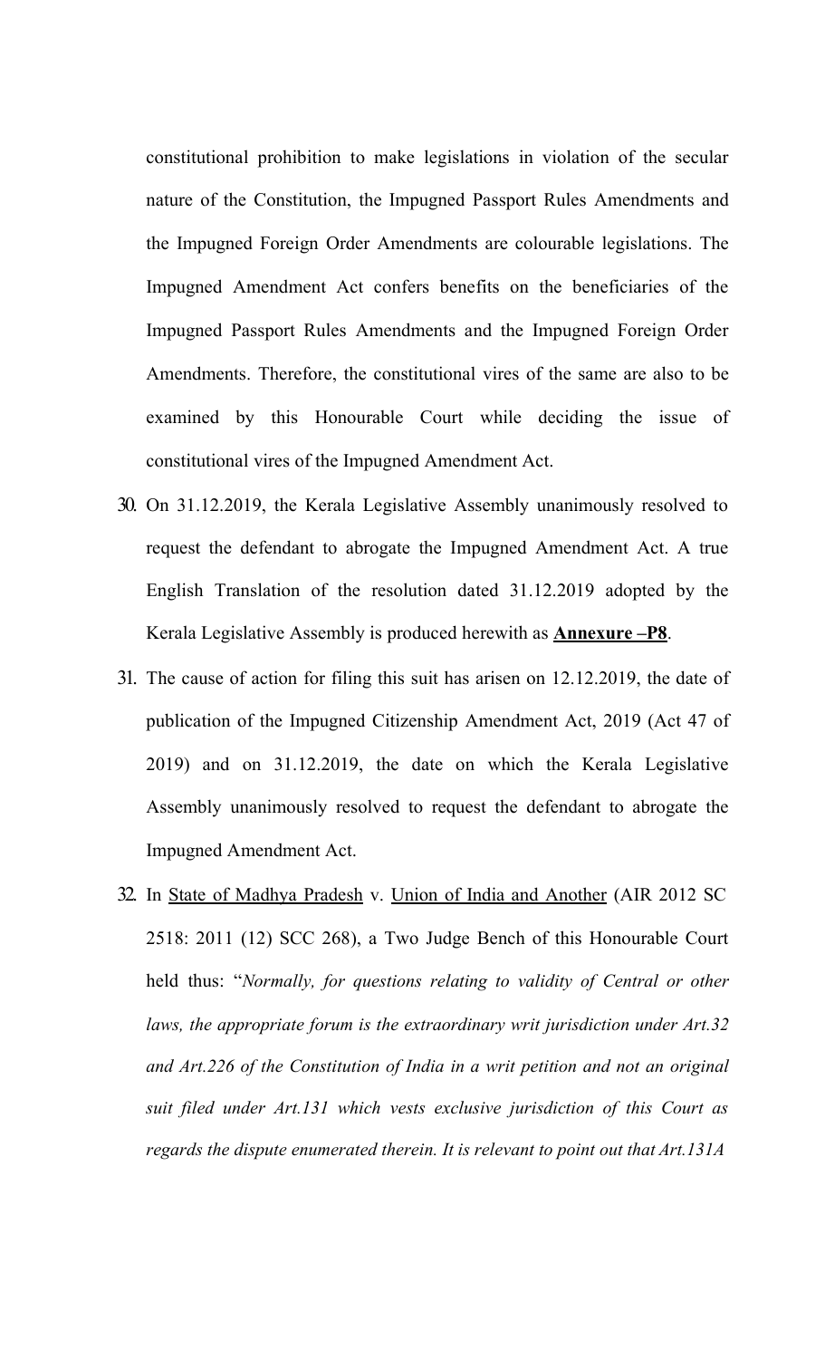constitutional prohibition to make legislations in violation of the secular nature of the Constitution, the Impugned Passport Rules Amendments and the Impugned Foreign Order Amendments are colourable legislations. The Impugned Amendment Act confers benefits on the beneficiaries of the Impugned Passport Rules Amendments and the Impugned Foreign Order Amendments. Therefore, the constitutional vires of the same are also to be examined by this Honourable Court while deciding the issue of constitutional vires of the Impugned Amendment Act.

30. On 31.12.2019, the Kerala Legislative Assembly unanimously resolved to request the defendant to abrogate the Impugned Amendment Act. A true English Translation of the resolution dated 31.12.2019 adopted by the Kerala Legislative Assembly is produced herewith as **Annexure –P8**.

31. The cause of action for filing this suit has arisen on 12.12.2019, the date of publication of the Impugned Citizenship Amendment Act, 2019 (Act 47 of 2019) and on 31.12.2019, the date on which the Kerala Legislative Assembly unanimously resolved to request the defendant to abrogate the Impugned Amendment Act.

32. In State of Madhya Pradesh v. Union of India and Another (AIR 2012 SC 2518: 2011 (12) SCC 268), a Two Judge Bench of this Honourable Court held thus: "*Normally, for questions relating to validity of Central or other laws, the appropriate forum is the extraordinary writ jurisdiction under Art.32 and Art.226 of the Constitution of India in a writ petition and not an original suit filed under Art.131 which vests exclusive jurisdiction of this Court as regards the dispute enumerated therein. It is relevant to point out that Art.131A*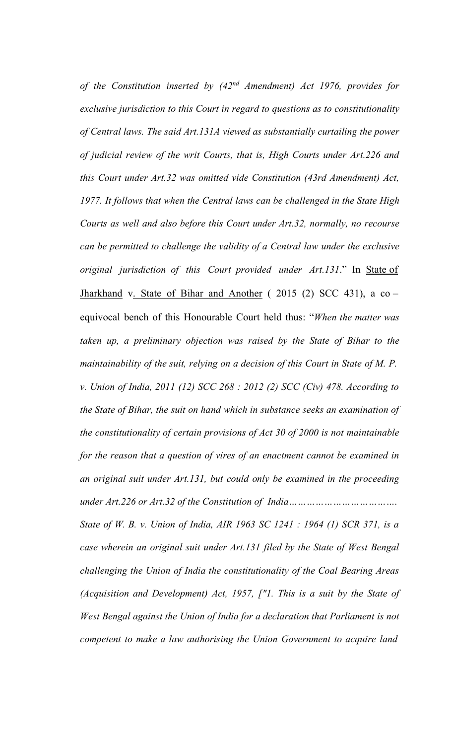*of the Constitution inserted by (42nd Amendment) Act 1976, provides for exclusive jurisdiction to this Court in regard to questions as to constitutionality of Central laws. The said Art.131A viewed as substantially curtailing the power of judicial review of the writ Courts, that is, High Courts under Art.226 and this Court under Art.32 was omitted vide Constitution (43rd Amendment) Act, 1977. It follows that when the Central laws can be challenged in the State High Courts as well and also before this Court under Art.32, normally, no recourse can be permitted to challenge the validity of a Central law under the exclusive original jurisdiction of this Court provided under Art.131*." In State of Jharkhand v. State of Bihar and Another ( 2015 (2) SCC 431), a co – equivocal bench of this Honourable Court held thus: "*When the matter was taken up, a preliminary objection was raised by the State of Bihar to the maintainability of the suit, relying on a decision of this Court in State of M. P. v. Union of India, 2011 (12) SCC 268 : 2012 (2) SCC (Civ) 478. According to the State of Bihar, the suit on hand which in substance seeks an examination of the constitutionality of certain provisions of Act 30 of 2000 is not maintainable for the reason that a question of vires of an enactment cannot be examined in an original suit under Art.131, but could only be examined in the proceeding under Art.226 or Art.32 of the Constitution of India……………………………. State of W. B. v. Union of India, AIR 1963 SC 1241 : 1964 (1) SCR 371, is a case wherein an original suit under Art.131 filed by the State of West Bengal challenging the Union of India the constitutionality of the Coal Bearing Areas (Acquisition and Development) Act, 1957, ["1. This is a suit by the State of West Bengal against the Union of India for a declaration that Parliament is not competent to make a law authorising the Union Government to acquire land*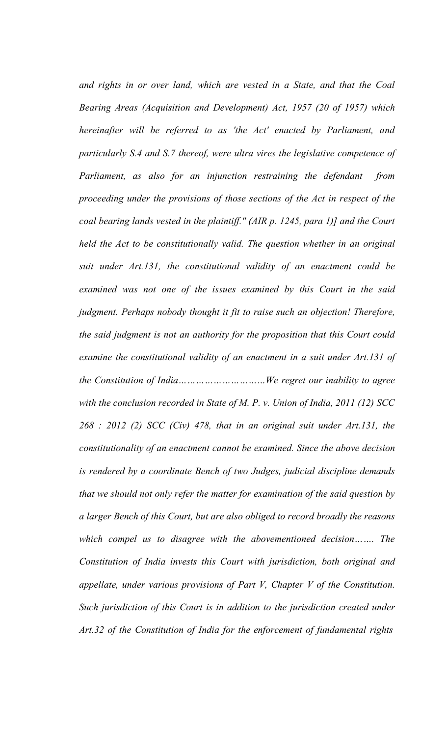*and rights in or over land, which are vested in a State, and that the Coal Bearing Areas (Acquisition and Development) Act, 1957 (20 of 1957) which hereinafter will be referred to as 'the Act' enacted by Parliament, and particularly S.4 and S.7 thereof, were ultra vires the legislative competence of Parliament, as also for an injunction restraining the defendant from proceeding under the provisions of those sections of the Act in respect of the coal bearing lands vested in the plaintiff." (AIR p. 1245, para 1)] and the Court held the Act to be constitutionally valid. The question whether in an original suit under Art.131, the constitutional validity of an enactment could be examined was not one of the issues examined by this Court in the said judgment. Perhaps nobody thought it fit to raise such an objection! Therefore, the said judgment is not an authority for the proposition that this Court could examine the constitutional validity of an enactment in a suit under Art.131 of the Constitution of India…………………………We regret our inability to agree with the conclusion recorded in State of M. P. v. Union of India, 2011 (12) SCC 268 : 2012 (2) SCC (Civ) 478, that in an original suit under Art.131, the constitutionality of an enactment cannot be examined. Since the above decision is rendered by a coordinate Bench of two Judges, judicial discipline demands that we should not only refer the matter for examination of the said question by a larger Bench of this Court, but are also obliged to record broadly the reasons which compel us to disagree with the abovementioned decision……. The Constitution of India invests this Court with jurisdiction, both original and appellate, under various provisions of Part V, Chapter V of the Constitution. Such jurisdiction of this Court is in addition to the jurisdiction created under Art.32 of the Constitution of India for the enforcement of fundamental rights*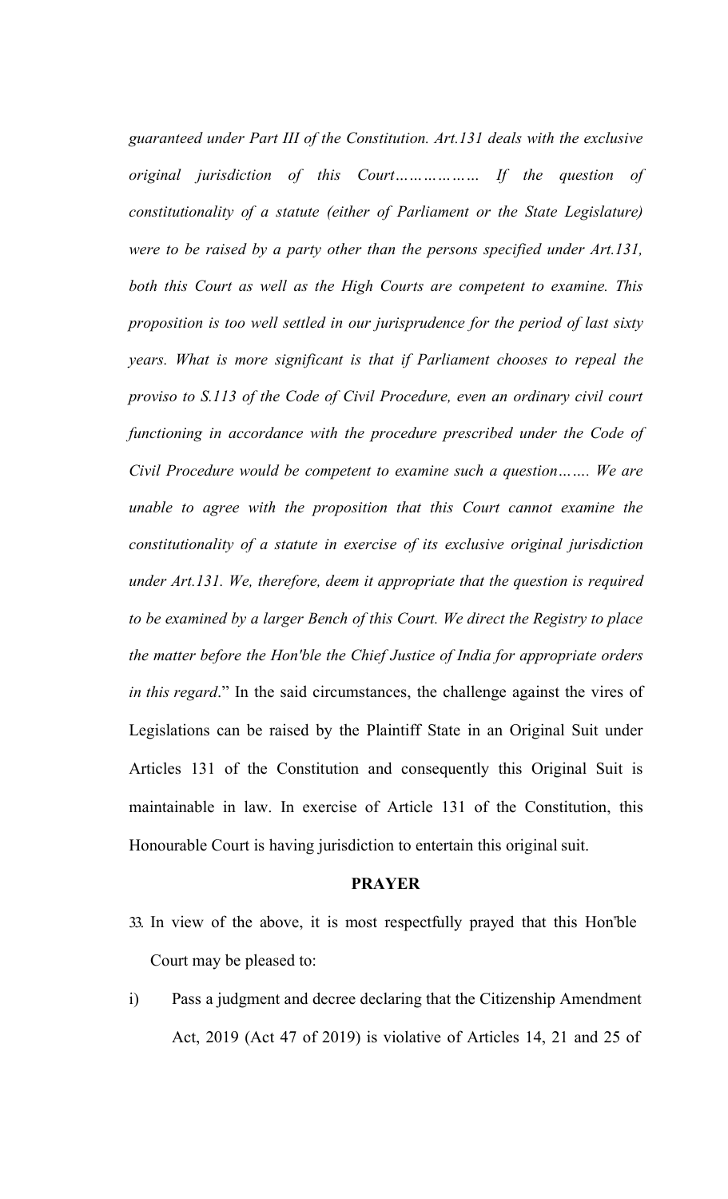*guaranteed under Part III of the Constitution. Art.131 deals with the exclusive original jurisdiction of this Court……………… If the question of constitutionality of a statute (either of Parliament or the State Legislature) were to be raised by a party other than the persons specified under Art.131, both this Court as well as the High Courts are competent to examine. This proposition is too well settled in our jurisprudence for the period of last sixty years. What is more significant is that if Parliament chooses to repeal the proviso to S.113 of the Code of Civil Procedure, even an ordinary civil court functioning in accordance with the procedure prescribed under the Code of Civil Procedure would be competent to examine such a question……. We are unable to agree with the proposition that this Court cannot examine the constitutionality of a statute in exercise of its exclusive original jurisdiction under Art.131. We, therefore, deem it appropriate that the question is required to be examined by a larger Bench of this Court. We direct the Registry to place the matter before the Hon'ble the Chief Justice of India for appropriate orders in this regard*." In the said circumstances, the challenge against the vires of Legislations can be raised by the Plaintiff State in an Original Suit under Articles 131 of the Constitution and consequently this Original Suit is maintainable in law. In exercise of Article 131 of the Constitution, this Honourable Court is having jurisdiction to entertain this original suit.

**PRAYER**

33. In view of the above, it is most respectfully prayed that this Hon'ble Court may be pleased to:

i) Pass a judgment and decree declaring that the Citizenship Amendment Act, 2019 (Act 47 of 2019) is violative of Articles 14, 21 and 25 of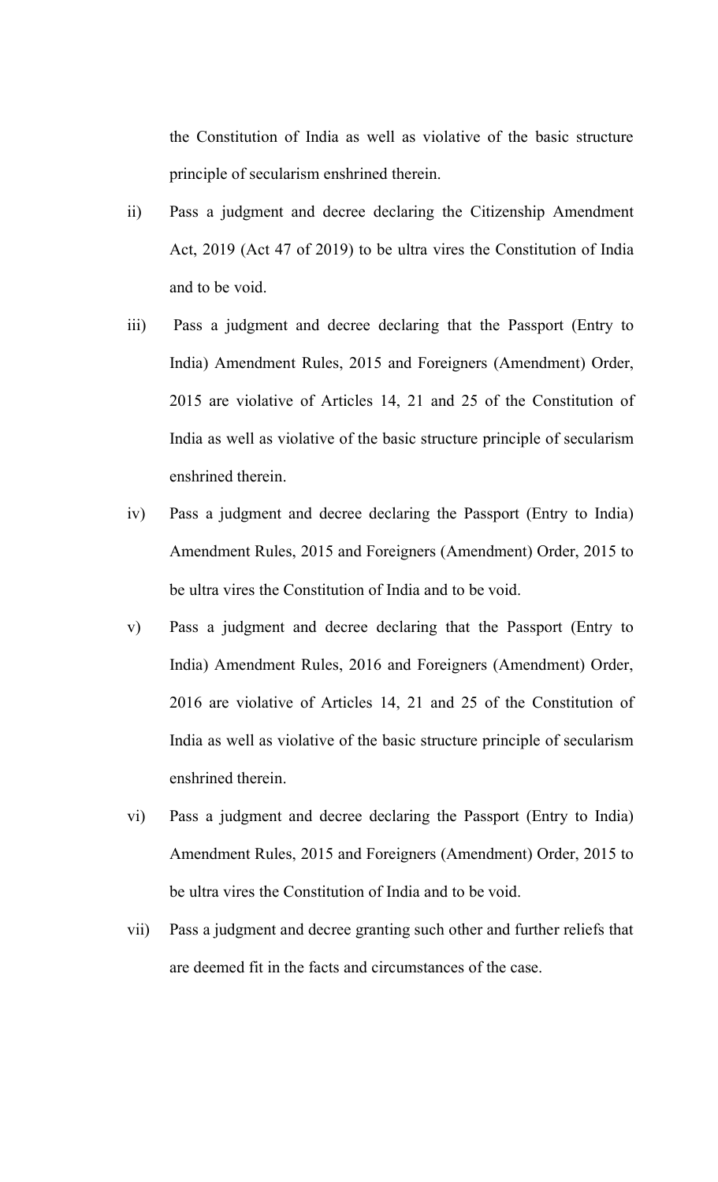the Constitution of India as well as violative of the basic structure principle of secularism enshrined therein.

ii) Pass a judgment and decree declaring the Citizenship Amendment Act, 2019 (Act 47 of 2019) to be ultra vires the Constitution of India and to be void.

iii) Pass a judgment and decree declaring that the Passport (Entry to India) Amendment Rules, 2015 and Foreigners (Amendment) Order, 2015 are violative of Articles 14, 21 and 25 of the Constitution of India as well as violative of the basic structure principle of secularism enshrined therein.

iv) Pass a judgment and decree declaring the Passport (Entry to India) Amendment Rules, 2015 and Foreigners (Amendment) Order, 2015 to be ultra vires the Constitution of India and to be void.

v) Pass a judgment and decree declaring that the Passport (Entry to India) Amendment Rules, 2016 and Foreigners (Amendment) Order, 2016 are violative of Articles 14, 21 and 25 of the Constitution of India as well as violative of the basic structure principle of secularism enshrined therein.

vi) Pass a judgment and decree declaring the Passport (Entry to India) Amendment Rules, 2015 and Foreigners (Amendment) Order, 2015 to be ultra vires the Constitution of India and to be void.

vii) Pass a judgment and decree granting such other and further reliefs that are deemed fit in the facts and circumstances of the case.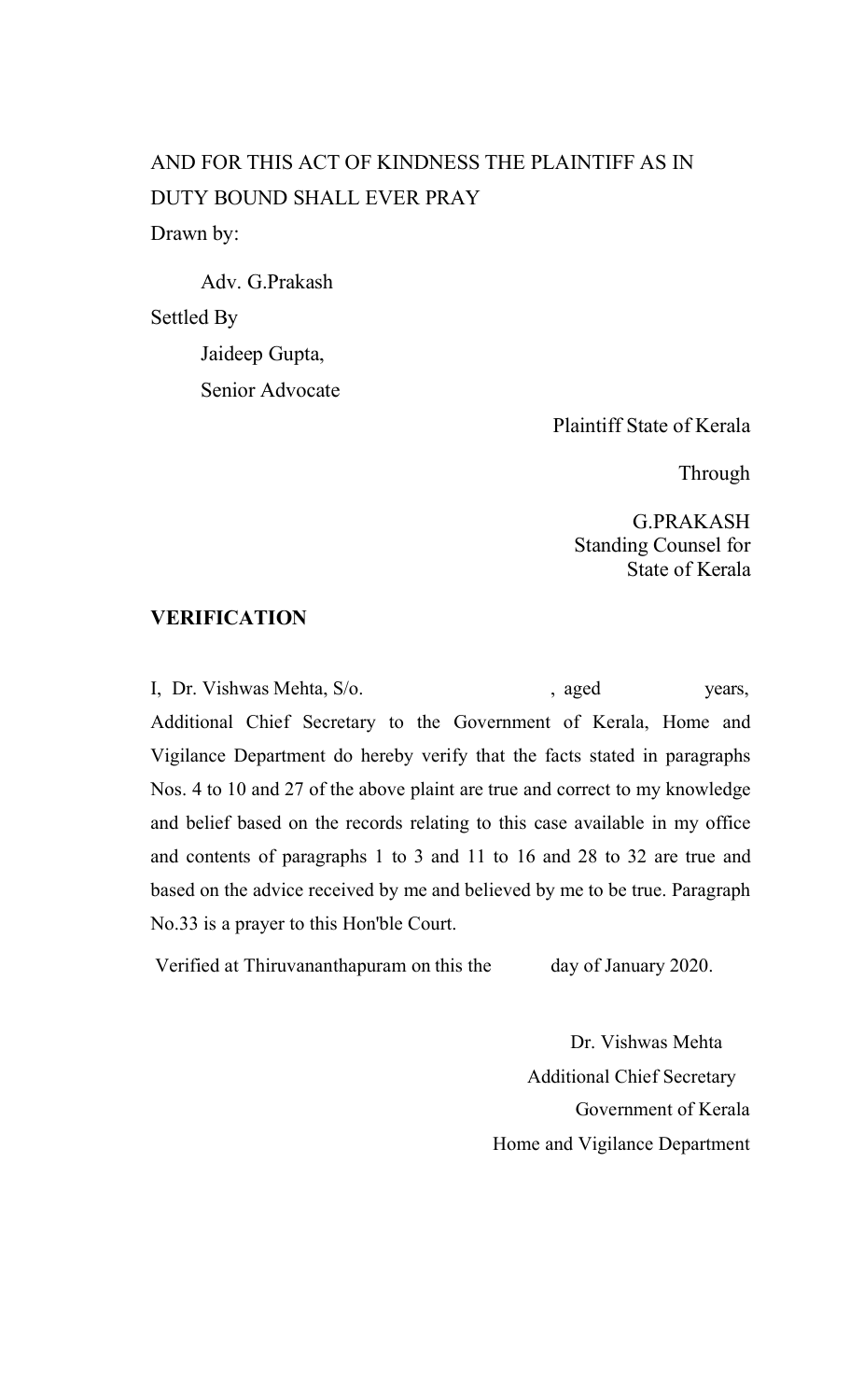AND FOR THIS ACT OF KINDNESS THE PLAINTIFF AS IN DUTY BOUND SHALL EVER PRAY

Drawn by:

Adv. G.Prakash

Settled By

Jaideep Gupta,

Senior Advocate

Plaintiff State of Kerala

Through

G.PRAKASH
Standing Counsel for
State of Kerala

**VERIFICATION**

I, Dr. Vishwas Mehta, S/o. , aged years, Additional Chief Secretary to the Government of Kerala, Home and Vigilance Department do hereby verify that the facts stated in paragraphs Nos. 4 to 10 and 27 of the above plaint are true and correct to my knowledge and belief based on the records relating to this case available in my office and contents of paragraphs 1 to 3 and 11 to 16 and 28 to 32 are true and based on the advice received by me and believed by me to be true. Paragraph No.33 is a prayer to this Hon'ble Court.

Verified at Thiruvananthapuram on this the day of January 2020.

Dr. Vishwas Mehta
Additional Chief Secretary
Government of Kerala
Home and Vigilance Department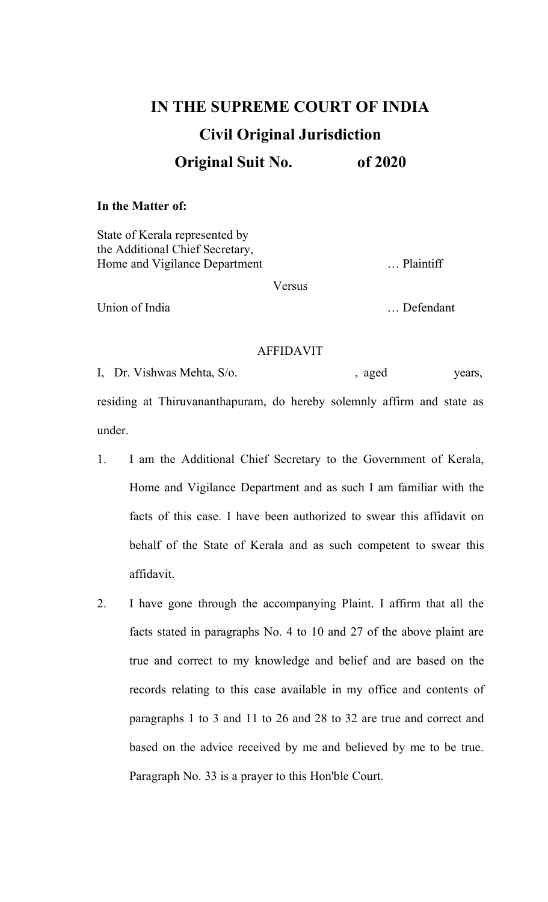# IN THE SUPREME COURT OF INDIA

## Civil Original Jurisdiction

## Original Suit No. of 2020

**In the Matter of:**

State of Kerala represented by
the Additional Chief Secretary,
Home and Vigilance Department … Plaintiff

Versus

Union of India … Defendant

AFFIDAVIT

I, Dr. Vishwas Mehta, S/o. , aged years, residing at Thiruvananthapuram, do hereby solemnly affirm and state as under.

1. I am the Additional Chief Secretary to the Government of Kerala, Home and Vigilance Department and as such I am familiar with the facts of this case. I have been authorized to swear this affidavit on behalf of the State of Kerala and as such competent to swear this affidavit.

2. I have gone through the accompanying Plaint. I affirm that all the facts stated in paragraphs No. 4 to 10 and 27 of the above plaint are true and correct to my knowledge and belief and are based on the records relating to this case available in my office and contents of paragraphs 1 to 3 and 11 to 26 and 28 to 32 are true and correct and based on the advice received by me and believed by me to be true. Paragraph No. 33 is a prayer to this Hon'ble Court.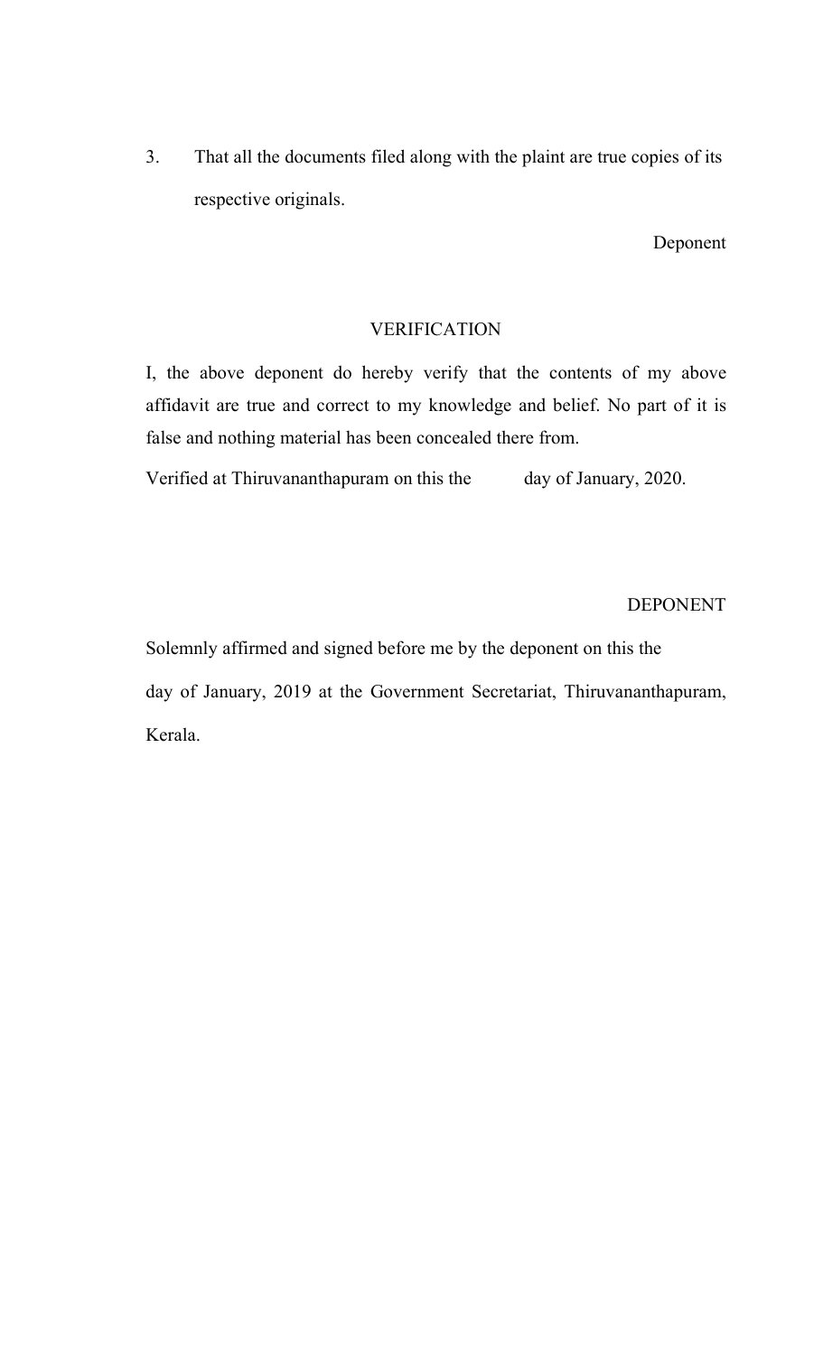3. That all the documents filed along with the plaint are true copies of its respective originals.

Deponent

VERIFICATION

I, the above deponent do hereby verify that the contents of my above affidavit are true and correct to my knowledge and belief. No part of it is false and nothing material has been concealed there from.

Verified at Thiruvananthapuram on this the day of January, 2020.

DEPONENT

Solemnly affirmed and signed before me by the deponent on this the day of January, 2019 at the Government Secretariat, Thiruvananthapuram, Kerala.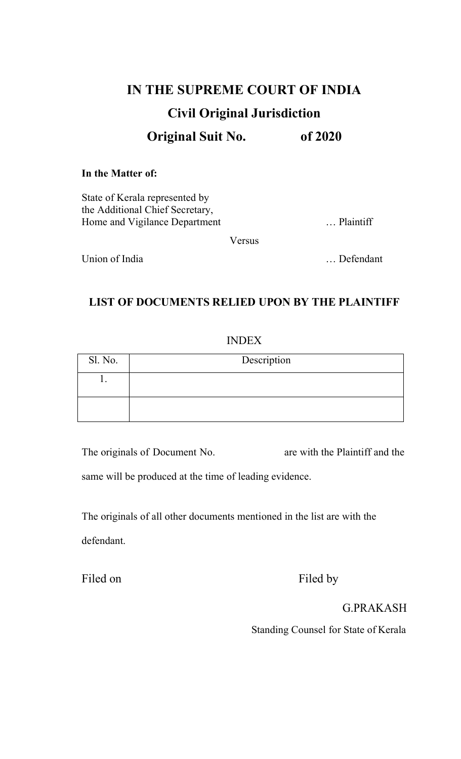# IN THE SUPREME COURT OF INDIA

## Civil Original Jurisdiction

## Original Suit No. of 2020

**In the Matter of:**

State of Kerala represented by
the Additional Chief Secretary,
Home and Vigilance Department … Plaintiff

Versus

Union of India … Defendant

### LIST OF DOCUMENTS RELIED UPON BY THE PLAINTIFF

INDEX

| Sl. No. | Description |
|---|---|
| 1. | |
| | |

The originals of Document No. are with the Plaintiff and the same will be produced at the time of leading evidence.

The originals of all other documents mentioned in the list are with the defendant.

Filed on

Filed by

G.PRAKASH

Standing Counsel for State of Kerala